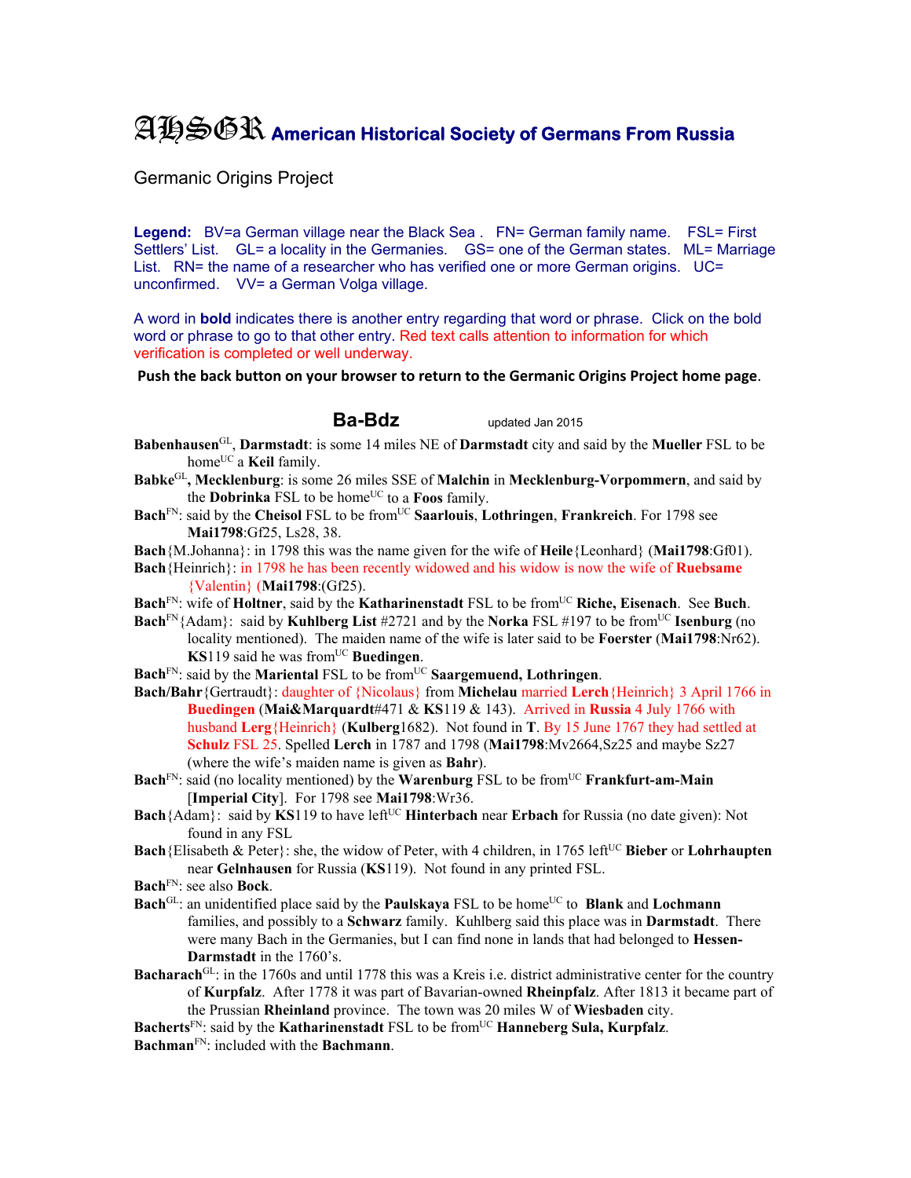# AHSGR American Historical Society of Germans From Russia

Germanic Origins Project

**Legend:** BV=a German village near the Black Sea . FN= German family name. FSL= First Settlers' List. GL= a locality in the Germanies. GS= one of the German states. ML= Marriage List. RN= the name of a researcher who has verified one or more German origins. UC= unconfirmed. VV= a German Volga village.

A word in **bold** indicates there is another entry regarding that word or phrase. Click on the bold word or phrase to go to that other entry. Red text calls attention to information for which verification is completed or well underway.

**Push the back button on your browser to return to the Germanic Origins Project home page.**

## Ba-Bdz

updated Jan 2015

**Babenhausen**[GL], **Darmstadt**: is some 14 miles NE of **Darmstadt** city and said by the **Mueller** FSL to be home[UC] a **Keil** family.

**Babke**[GL]**, Mecklenburg**: is some 26 miles SSE of **Malchin** in **Mecklenburg-Vorpommern**, and said by the **Dobrinka** FSL to be home[UC] to a **Foos** family.

**Bach**[FN]: said by the **Cheisol** FSL to be from[UC] **Saarlouis**, **Lothringen**, **Frankreich**. For 1798 see **Mai1798**:Gf25, Ls28, 38.

**Bach**{M.Johanna}: in 1798 this was the name given for the wife of **Heile**{Leonhard} (**Mai1798**:Gf01).

**Bach**{Heinrich}: in 1798 he has been recently widowed and his widow is now the wife of **Ruebsame** {Valentin} (**Mai1798**:(Gf25).

**Bach**[FN]: wife of **Holtner**, said by the **Katharinenstadt** FSL to be from[UC] **Riche, Eisenach**. See **Buch**.

**Bach**[FN]{Adam}: said by **Kuhlberg List** #2721 and by the **Norka** FSL #197 to be from[UC] **Isenburg** (no locality mentioned). The maiden name of the wife is later said to be **Foerster** (**Mai1798**:Nr62). **KS**119 said he was from[UC] **Buedingen**.

**Bach**[FN]: said by the **Mariental** FSL to be from[UC] **Saargemuend, Lothringen**.

**Bach/Bahr**{Gertraudt}: daughter of {Nicolaus} from **Michelau** married **Lerch**{Heinrich} 3 April 1766 in **Buedingen** (**Mai&Marquardt**#471 & **KS**119 & 143). Arrived in **Russia** 4 July 1766 with husband **Lerg**{Heinrich} (**Kulberg**1682). Not found in **T**. By 15 June 1767 they had settled at **Schulz** FSL 25. Spelled **Lerch** in 1787 and 1798 (**Mai1798**:Mv2664,Sz25 and maybe Sz27 (where the wife's maiden name is given as **Bahr**).

**Bach**[FN]: said (no locality mentioned) by the **Warenburg** FSL to be from[UC] **Frankfurt-am-Main** [**Imperial City**]. For 1798 see **Mai1798**:Wr36.

**Bach**{Adam}: said by **KS**119 to have left[UC] **Hinterbach** near **Erbach** for Russia (no date given): Not found in any FSL

**Bach**{Elisabeth & Peter}: she, the widow of Peter, with 4 children, in 1765 left[UC] **Bieber** or **Lohrhaupten** near **Gelnhausen** for Russia (**KS**119). Not found in any printed FSL.

**Bach**[FN]: see also **Bock**.

**Bach**[GL]: an unidentified place said by the **Paulskaya** FSL to be home[UC] to **Blank** and **Lochmann** families, and possibly to a **Schwarz** family. Kuhlberg said this place was in **Darmstadt**. There were many Bach in the Germanies, but I can find none in lands that had belonged to **Hessen-Darmstadt** in the 1760's.

**Bacharach**[GL]: in the 1760s and until 1778 this was a Kreis i.e. district administrative center for the country of **Kurpfalz**. After 1778 it was part of Bavarian-owned **Rheinpfalz**. After 1813 it became part of the Prussian **Rheinland** province. The town was 20 miles W of **Wiesbaden** city.

**Bacherts**[FN]: said by the **Katharinenstadt** FSL to be from[UC] **Hanneberg Sula, Kurpfalz**.

**Bachman**[FN]: included with the **Bachmann**.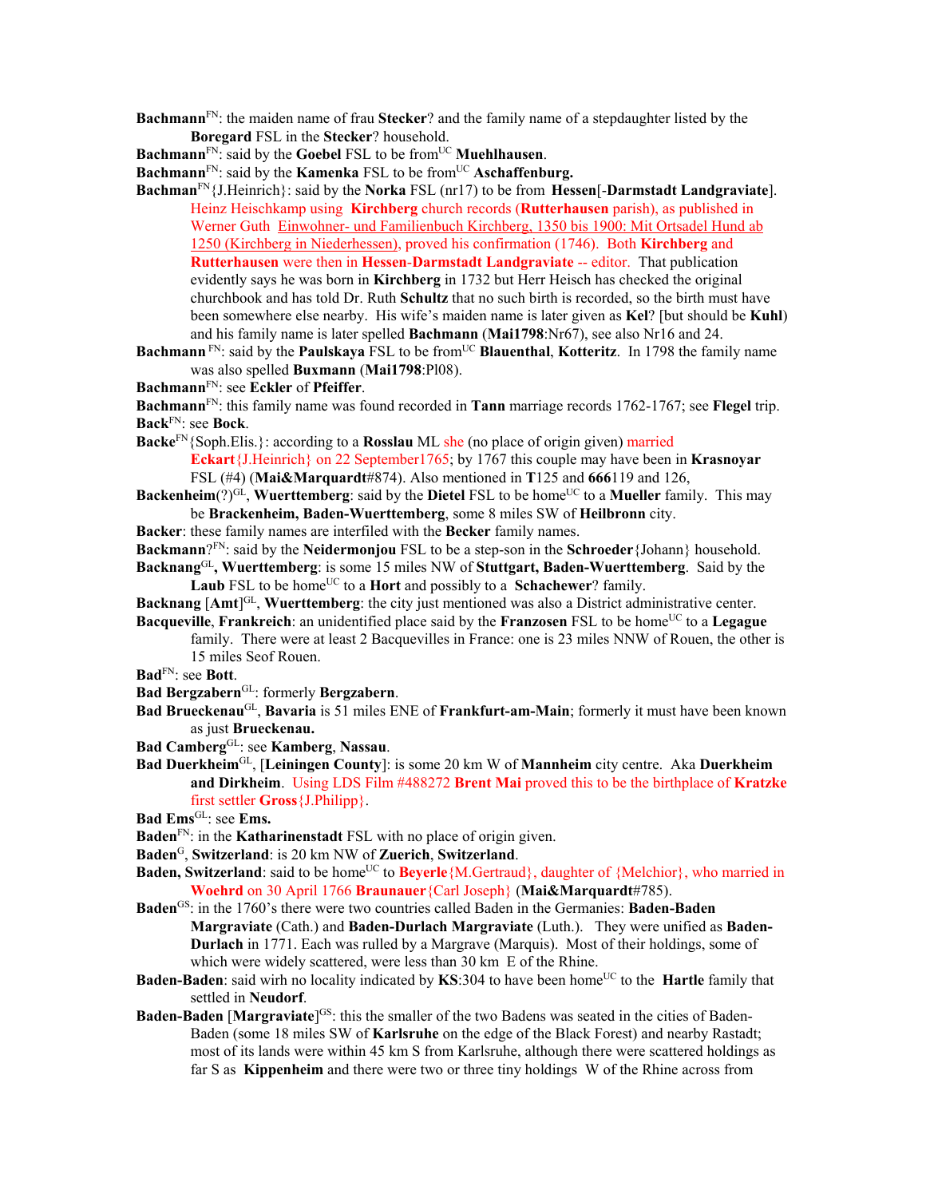**Bachmann**[FN]: the maiden name of frau **Stecker**? and the family name of a stepdaughter listed by the **Boregard** FSL in the **Stecker**? household.

**Bachmann**[FN]: said by the **Goebel** FSL to be from[UC] **Muehlhausen**.

**Bachmann**[FN]: said by the **Kamenka** FSL to be from[UC] **Aschaffenburg.**

**Bachman**[FN]{J.Heinrich}: said by the **Norka** FSL (nr17) to be from **Hessen**[-**Darmstadt Landgraviate**]. Heinz Heischkamp using **Kirchberg** church records (**Rutterhausen** parish), as published in Werner Guth Einwohner- und Familienbuch Kirchberg, 1350 bis 1900: Mit Ortsadel Hund ab 1250 (Kirchberg in Niederhessen), proved his confirmation (1746). Both **Kirchberg** and **Rutterhausen** were then in **Hessen**-**Darmstadt Landgraviate** -- editor. That publication evidently says he was born in **Kirchberg** in 1732 but Herr Heisch has checked the original churchbook and has told Dr. Ruth **Schultz** that no such birth is recorded, so the birth must have been somewhere else nearby. His wife's maiden name is later given as **Kel**? [but should be **Kuhl**) and his family name is later spelled **Bachmann** (**Mai1798**:Nr67), see also Nr16 and 24.

**Bachmann** [FN]: said by the **Paulskaya** FSL to be from[UC] **Blauenthal**, **Kotteritz**. In 1798 the family name was also spelled **Buxmann** (**Mai1798**:Pl08).

**Bachmann**[FN]: see **Eckler** of **Pfeiffer**.

**Bachmann**[FN]: this family name was found recorded in **Tann** marriage records 1762-1767; see **Flegel** trip.

**Back**[FN]: see **Bock**.

**Backe**[FN]{Soph.Elis.}: according to a **Rosslau** ML she (no place of origin given) married **Eckart**{J.Heinrich} on 22 September1765; by 1767 this couple may have been in **Krasnoyar** FSL (#4) (**Mai&Marquardt**#874). Also mentioned in **T**125 and **666**119 and 126,

**Backenheim**(?)[GL], **Wuerttemberg**: said by the **Dietel** FSL to be home[UC] to a **Mueller** family. This may be **Brackenheim, Baden-Wuerttemberg**, some 8 miles SW of **Heilbronn** city.

**Backer**: these family names are interfiled with the **Becker** family names.

**Backmann**?[FN]: said by the **Neidermonjou** FSL to be a step-son in the **Schroeder**{Johann} household.

**Backnang**[GL]**, Wuerttemberg**: is some 15 miles NW of **Stuttgart, Baden-Wuerttemberg**. Said by the **Laub** FSL to be home[UC] to a **Hort** and possibly to a **Schachewer**? family.

**Backnang** [**Amt**][GL], **Wuerttemberg**: the city just mentioned was also a District administrative center.

**Bacqueville**, **Frankreich**: an unidentified place said by the **Franzosen** FSL to be home[UC] to a **Legague** family. There were at least 2 Bacquevilles in France: one is 23 miles NNW of Rouen, the other is 15 miles Seof Rouen.

**Bad**[FN]: see **Bott**.

**Bad Bergzabern**[GL]: formerly **Bergzabern**.

**Bad Brueckenau**[GL], **Bavaria** is 51 miles ENE of **Frankfurt-am-Main**; formerly it must have been known as just **Brueckenau.**

**Bad Camberg**[GL]: see **Kamberg**, **Nassau**.

**Bad Duerkheim**[GL], [**Leiningen County**]: is some 20 km W of **Mannheim** city centre. Aka **Duerkheim and Dirkheim**. Using LDS Film #488272 **Brent Mai** proved this to be the birthplace of **Kratzke** first settler **Gross**{J.Philipp}.

**Bad Ems**[GL]: see **Ems.**

**Baden**[FN]: in the **Katharinenstadt** FSL with no place of origin given.

**Baden**[G], **Switzerland**: is 20 km NW of **Zuerich**, **Switzerland**.

**Baden, Switzerland**: said to be home[UC] to **Beyerle**{M.Gertraud}, daughter of {Melchior}, who married in **Woehrd** on 30 April 1766 **Braunauer**{Carl Joseph} (**Mai&Marquardt**#785).

**Baden**[GS]: in the 1760's there were two countries called Baden in the Germanies: **Baden-Baden Margraviate** (Cath.) and **Baden-Durlach Margraviate** (Luth.). They were unified as **Baden-Durlach** in 1771. Each was rulled by a Margrave (Marquis). Most of their holdings, some of which were widely scattered, were less than 30 km E of the Rhine.

**Baden-Baden**: said wirh no locality indicated by **KS**:304 to have been home[UC] to the **Hartle** family that settled in **Neudorf**.

**Baden-Baden** [**Margraviate**][GS]: this the smaller of the two Badens was seated in the cities of Baden-Baden (some 18 miles SW of **Karlsruhe** on the edge of the Black Forest) and nearby Rastadt; most of its lands were within 45 km S from Karlsruhe, although there were scattered holdings as far S as **Kippenheim** and there were two or three tiny holdings W of the Rhine across from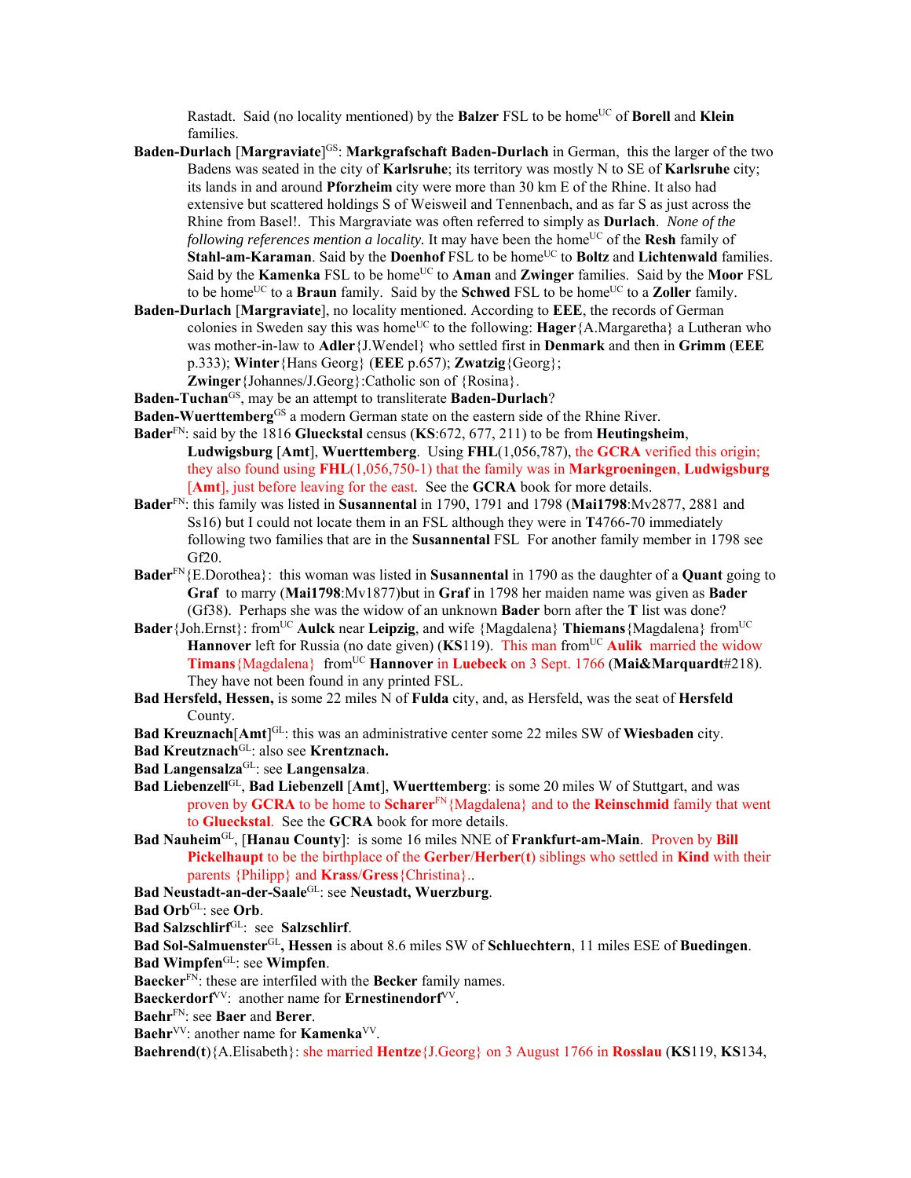Rastadt. Said (no locality mentioned) by the **Balzer** FSL to be home[UC] of **Borell** and **Klein** families.

**Baden-Durlach [Margraviate]**[GS]: **Markgrafschaft Baden-Durlach** in German, this the larger of the two Badens was seated in the city of **Karlsruhe**; its territory was mostly N to SE of **Karlsruhe** city; its lands in and around **Pforzheim** city were more than 30 km E of the Rhine. It also had extensive but scattered holdings S of Weisweil and Tennenbach, and as far S as just across the Rhine from Basel!. This Margraviate was often referred to simply as **Durlach**. *None of the following references mention a locality.* It may have been the home[UC] of the **Resh** family of **Stahl-am-Karaman**. Said by the **Doenhof** FSL to be home[UC] to **Boltz** and **Lichtenwald** families. Said by the **Kamenka** FSL to be home[UC] to **Aman** and **Zwinger** families. Said by the **Moor** FSL to be home[UC] to a **Braun** family. Said by the **Schwed** FSL to be home[UC] to a **Zoller** family.

**Baden-Durlach [Margraviate]**, no locality mentioned. According to **EEE**, the records of German colonies in Sweden say this was home[UC] to the following: **Hager**{A.Margaretha} a Lutheran who was mother-in-law to **Adler**{J.Wendel} who settled first in **Denmark** and then in **Grimm** (**EEE** p.333); **Winter**{Hans Georg} (**EEE** p.657); **Zwatzig**{Georg}; **Zwinger**{Johannes/J.Georg}:Catholic son of {Rosina}.

**Baden-Tuchan**[GS], may be an attempt to transliterate **Baden-Durlach**?

**Baden-Wuerttemberg**[GS] a modern German state on the eastern side of the Rhine River.

**Bader**[FN]: said by the 1816 **Glueckstal** census (**KS**:672, 677, 211) to be from **Heutingsheim**, **Ludwigsburg [Amt]**, **Wuerttemberg**. Using **FHL**(1,056,787), the **GCRA** verified this origin; they also found using **FHL**(1,056,750-1) that the family was in **Markgroeningen**, **Ludwigsburg [Amt]**, just before leaving for the east. See the **GCRA** book for more details.

**Bader**[FN]: this family was listed in **Susannental** in 1790, 1791 and 1798 (**Mai1798**:Mv2877, 2881 and Ss16) but I could not locate them in an FSL although they were in **T**4766-70 immediately following two families that are in the **Susannental** FSL For another family member in 1798 see Gf20.

**Bader**[FN]{E.Dorothea}: this woman was listed in **Susannental** in 1790 as the daughter of a **Quant** going to **Graf** to marry (**Mai1798**:Mv1877)but in **Graf** in 1798 her maiden name was given as **Bader** (Gf38). Perhaps she was the widow of an unknown **Bader** born after the **T** list was done?

**Bader**{Joh.Ernst}: from[UC] **Aulck** near **Leipzig**, and wife {Magdalena} **Thiemans**{Magdalena} from[UC] **Hannover** left for Russia (no date given) (**KS**119). This man from[UC] **Aulik** married the widow **Timans**{Magdalena} from[UC] **Hannover** in **Luebeck** on 3 Sept. 1766 (**Mai&Marquardt**#218). They have not been found in any printed FSL.

**Bad Hersfeld, Hessen,** is some 22 miles N of **Fulda** city, and, as Hersfeld, was the seat of **Hersfeld** County.

**Bad Kreuznach[Amt]**[GL]: this was an administrative center some 22 miles SW of **Wiesbaden** city.

**Bad Kreutznach**[GL]: also see **Krentznach.**

**Bad Langensalza**[GL]: see **Langensalza**.

**Bad Liebenzell**[GL], **Bad Liebenzell [Amt]**, **Wuerttemberg**: is some 20 miles W of Stuttgart, and was proven by **GCRA** to be home to **Scharer**[FN]{Magdalena} and to the **Reinschmid** family that went to **Glueckstal**. See the **GCRA** book for more details.

**Bad Nauheim**[GL], **[Hanau County]**: is some 16 miles NNE of **Frankfurt-am-Main**. Proven by **Bill Pickelhaupt** to be the birthplace of the **Gerber**/**Herber(t)** siblings who settled in **Kind** with their parents {Philipp} and **Krass**/**Gress**{Christina}..

**Bad Neustadt-an-der-Saale**[GL]: see **Neustadt, Wuerzburg**.

**Bad Orb**[GL]: see **Orb**.

**Bad Salzschlirf**[GL]: see **Salzschlirf**.

**Bad Sol-Salmuenster**[GL]**, Hessen** is about 8.6 miles SW of **Schluechtern**, 11 miles ESE of **Buedingen**.

**Bad Wimpfen**[GL]: see **Wimpfen**.

**Baecker**[FN]: these are interfiled with the **Becker** family names.

**Baeckerdorf**[VV]: another name for **Ernestinendorf**[VV].

**Baehr**[FN]: see **Baer** and **Berer**.

**Baehr**[VV]: another name for **Kamenka**[VV].

**Baehrend(t)**{A.Elisabeth}: she married **Hentze**{J.Georg} on 3 August 1766 in **Rosslau** (**KS**119, **KS**134,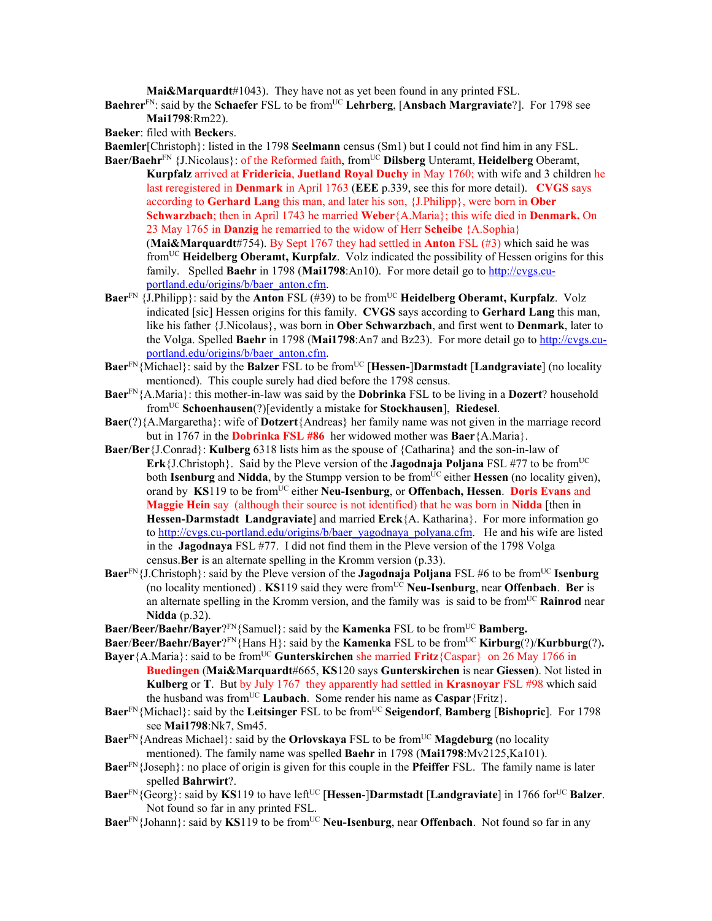**Mai&Marquardt**#1043). They have not as yet been found in any printed FSL.

**Baehrer**[FN]: said by the **Schaefer** FSL to be from[UC] **Lehrberg**, [**Ansbach Margraviate**?]. For 1798 see **Mai1798**:Rm22).

**Baeker**: filed with **Becker**s.

**Baemler**[Christoph}: listed in the 1798 **Seelmann** census (Sm1) but I could not find him in any FSL.

**Baer/Baehr**[FN] {J.Nicolaus}: of the Reformed faith, from[UC] **Dilsberg** Unteramt, **Heidelberg** Oberamt, **Kurpfalz** arrived at **Fridericia**, **Juetland Royal Duchy** in May 1760; with wife and 3 children he last reregistered in **Denmark** in April 1763 (**EEE** p.339, see this for more detail). **CVGS** says according to **Gerhard Lang** this man, and later his son, {J.Philipp}, were born in **Ober Schwarzbach**; then in April 1743 he married **Weber**{A.Maria}; this wife died in **Denmark.** On 23 May 1765 in **Danzig** he remarried to the widow of Herr **Scheibe** {A.Sophia} (**Mai&Marquardt**#754). By Sept 1767 they had settled in **Anton** FSL (#3) which said he was from[UC] **Heidelberg Oberamt, Kurpfalz**. Volz indicated the possibility of Hessen origins for this family. Spelled **Baehr** in 1798 (**Mai1798**:An10). For more detail go to http://cvgs.cu-portland.edu/origins/b/baer_anton.cfm.

**Baer**[FN] {J.Philipp}: said by the **Anton** FSL (#39) to be from[UC] **Heidelberg Oberamt, Kurpfalz**. Volz indicated [sic] Hessen origins for this family. **CVGS** says according to **Gerhard Lang** this man, like his father {J.Nicolaus}, was born in **Ober Schwarzbach**, and first went to **Denmark**, later to the Volga. Spelled **Baehr** in 1798 (**Mai1798**:An7 and Bz23). For more detail go to http://cvgs.cu-portland.edu/origins/b/baer_anton.cfm.

**Baer**[FN]{Michael}: said by the **Balzer** FSL to be from[UC] [**Hessen-**]**Darmstadt** [**Landgraviate**] (no locality mentioned). This couple surely had died before the 1798 census.

**Baer**[FN]{A.Maria}: this mother-in-law was said by the **Dobrinka** FSL to be living in a **Dozert**? household from[UC] **Schoenhausen**(?)[evidently a mistake for **Stockhausen**], **Riedesel**.

**Baer**(?){A.Margaretha}: wife of **Dotzert**{Andreas} her family name was not given in the marriage record but in 1767 in the **Dobrinka FSL #86** her widowed mother was **Baer**{A.Maria}.

**Baer/Ber**{J.Conrad}: **Kulberg** 6318 lists him as the spouse of {Catharina} and the son-in-law of **Erk**{J.Christoph}. Said by the Pleve version of the **Jagodnaja Poljana** FSL #77 to be from[UC] both **Isenburg** and **Nidda**, by the Stumpp version to be from[UC] either **Hessen** (no locality given), orand by **KS**119 to be from[UC] either **Neu-Isenburg**, or **Offenbach, Hessen**. **Doris Evans** and **Maggie Hein** say (although their source is not identified) that he was born in **Nidda** [then in **Hessen-Darmstadt Landgraviate**] and married **Erck**{A. Katharina}. For more information go to http://cvgs.cu-portland.edu/origins/b/baer_yagodnaya_polyana.cfm. He and his wife are listed in the **Jagodnaya** FSL #77. I did not find them in the Pleve version of the 1798 Volga census.**Ber** is an alternate spelling in the Kromm version (p.33).

**Baer**[FN]{J.Christoph}: said by the Pleve version of the **Jagodnaja Poljana** FSL #6 to be from[UC] **Isenburg** (no locality mentioned) . **KS**119 said they were from[UC] **Neu-Isenburg**, near **Offenbach**. **Ber** is an alternate spelling in the Kromm version, and the family was is said to be from[UC] **Rainrod** near **Nidda** (p.32).

**Baer/Beer/Baehr/Bayer**?[FN]{Samuel}: said by the **Kamenka** FSL to be from[UC] **Bamberg.**

**Baer/Beer/Baehr/Bayer**?[FN]{Hans H}: said by the **Kamenka** FSL to be from[UC] **Kirburg**(?)/**Kurbburg**(?).

**Bayer**{A.Maria}: said to be from[UC] **Gunterskirchen** she married **Fritz**{Caspar} on 26 May 1766 in **Buedingen** (**Mai&Marquardt**#665, **KS**120 says **Gunterskirchen** is near **Giessen**). Not listed in **Kulberg** or **T**. But by July 1767 they apparently had settled in **Krasnoyar** FSL #98 which said the husband was from[UC] **Laubach**. Some render his name as **Caspar**{Fritz}.

**Baer**[FN]{Michael}: said by the **Leitsinger** FSL to be from[UC] **Seigendorf**, **Bamberg** [**Bishopric**]. For 1798 see **Mai1798**:Nk7, Sm45.

**Baer**[FN]{Andreas Michael}: said by the **Orlovskaya** FSL to be from[UC] **Magdeburg** (no locality mentioned). The family name was spelled **Baehr** in 1798 (**Mai1798**:Mv2125,Ka101).

**Baer**[FN]{Joseph}: no place of origin is given for this couple in the **Pfeiffer** FSL. The family name is later spelled **Bahrwirt**?.

**Baer**[FN]{Georg}: said by **KS**119 to have left[UC] [**Hessen-**]**Darmstadt** [**Landgraviate**] in 1766 for[UC] **Balzer**. Not found so far in any printed FSL.

**Baer**[FN]{Johann}: said by **KS**119 to be from[UC] **Neu-Isenburg**, near **Offenbach**. Not found so far in any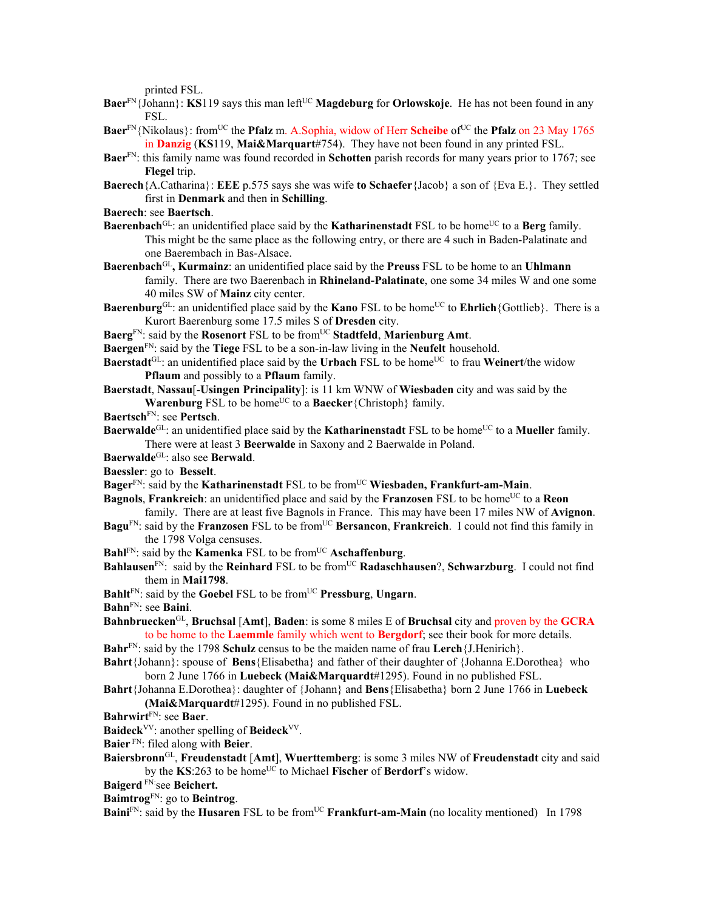printed FSL.

**Baer**[FN]{Johann}: **KS**119 says this man left[UC] **Magdeburg** for **Orlowskoje**. He has not been found in any FSL.

**Baer**[FN]{Nikolaus}: from[UC] the **Pfalz** m. A.Sophia, widow of Herr **Scheibe** of[UC] the **Pfalz** on 23 May 1765 in **Danzig** (**KS**119, **Mai&Marquart**#754). They have not been found in any printed FSL.

**Baer**[FN]: this family name was found recorded in **Schotten** parish records for many years prior to 1767; see **Flegel** trip.

**Baerech**{A.Catharina}: **EEE** p.575 says she was wife **to Schaefer**{Jacob} a son of {Eva E.}. They settled first in **Denmark** and then in **Schilling**.

**Baerech**: see **Baertsch**.

**Baerenbach**[GL]: an unidentified place said by the **Katharinenstadt** FSL to be home[UC] to a **Berg** family. This might be the same place as the following entry, or there are 4 such in Baden-Palatinate and one Baerembach in Bas-Alsace.

**Baerenbach**[GL]**, Kurmainz**: an unidentified place said by the **Preuss** FSL to be home to an **Uhlmann** family. There are two Baerenbach in **Rhineland-Palatinate**, one some 34 miles W and one some 40 miles SW of **Mainz** city center.

**Baerenburg**[GL]: an unidentified place said by the **Kano** FSL to be home[UC] to **Ehrlich**{Gottlieb}. There is a Kurort Baerenburg some 17.5 miles S of **Dresden** city.

**Baerg**[FN]: said by the **Rosenort** FSL to be from[UC] **Stadtfeld**, **Marienburg Amt**.

**Baergen**[FN]: said by the **Tiege** FSL to be a son-in-law living in the **Neufelt** household.

**Baerstadt**[GL]: an unidentified place said by the **Urbach** FSL to be home[UC] to frau **Weinert**/the widow **Pflaum** and possibly to a **Pflaum** family.

**Baerstadt**, **Nassau**[-**Usingen Principality**]: is 11 km WNW of **Wiesbaden** city and was said by the **Warenburg** FSL to be home[UC] to a **Baecker**{Christoph} family.

**Baertsch**[FN]: see **Pertsch**.

**Baerwalde**[GL]: an unidentified place said by the **Katharinenstadt** FSL to be home[UC] to a **Mueller** family. There were at least 3 **Beerwalde** in Saxony and 2 Baerwalde in Poland.

**Baerwalde**[GL]: also see **Berwald**.

**Baessler**: go to **Besselt**.

**Bager**[FN]: said by the **Katharinenstadt** FSL to be from[UC] **Wiesbaden, Frankfurt-am-Main**.

**Bagnols**, **Frankreich**: an unidentified place and said by the **Franzosen** FSL to be home[UC] to a **Reon** family. There are at least five Bagnols in France. This may have been 17 miles NW of **Avignon**.

**Bagu**[FN]: said by the **Franzosen** FSL to be from[UC] **Bersancon**, **Frankreich**. I could not find this family in the 1798 Volga censuses.

**Bahl**[FN]: said by the **Kamenka** FSL to be from[UC] **Aschaffenburg**.

**Bahlausen**[FN]: said by the **Reinhard** FSL to be from[UC] **Radaschhausen**?, **Schwarzburg**. I could not find them in **Mai1798**.

**Bahlt**[FN]: said by the **Goebel** FSL to be from[UC] **Pressburg**, **Ungarn**.

**Bahn**[FN]: see **Baini**.

**Bahnbruecken**[GL], **Bruchsal** [**Amt**], **Baden**: is some 8 miles E of **Bruchsal** city and proven by the **GCRA** to be home to the **Laemmle** family which went to **Bergdorf**; see their book for more details.

**Bahr**[FN]: said by the 1798 **Schulz** census to be the maiden name of frau **Lerch**{J.Henirich}.

**Bahrt**{Johann}: spouse of **Bens**{Elisabetha} and father of their daughter of {Johanna E.Dorothea} who born 2 June 1766 in **Luebeck** (**Mai&Marquardt**#1295). Found in no published FSL.

**Bahrt**{Johanna E.Dorothea}: daughter of {Johann} and **Bens**{Elisabetha} born 2 June 1766 in **Luebeck** (**Mai&Marquardt**#1295). Found in no published FSL.

**Bahrwirt**[FN]: see **Baer**.

**Baideck**[VV]: another spelling of **Beideck**[VV].

**Baier** [FN]: filed along with **Beier**.

**Baiersbronn**[GL], **Freudenstadt** [**Amt**], **Wuerttemberg**: is some 3 miles NW of **Freudenstadt** city and said by the **KS**:263 to be home[UC] to Michael **Fischer** of **Berdorf**'s widow.

**Baigerd** [FN]:see **Beichert.**

**Baimtrog**[FN]: go to **Beintrog**.

**Baini**[FN]: said by the **Husaren** FSL to be from[UC] **Frankfurt-am-Main** (no locality mentioned) In 1798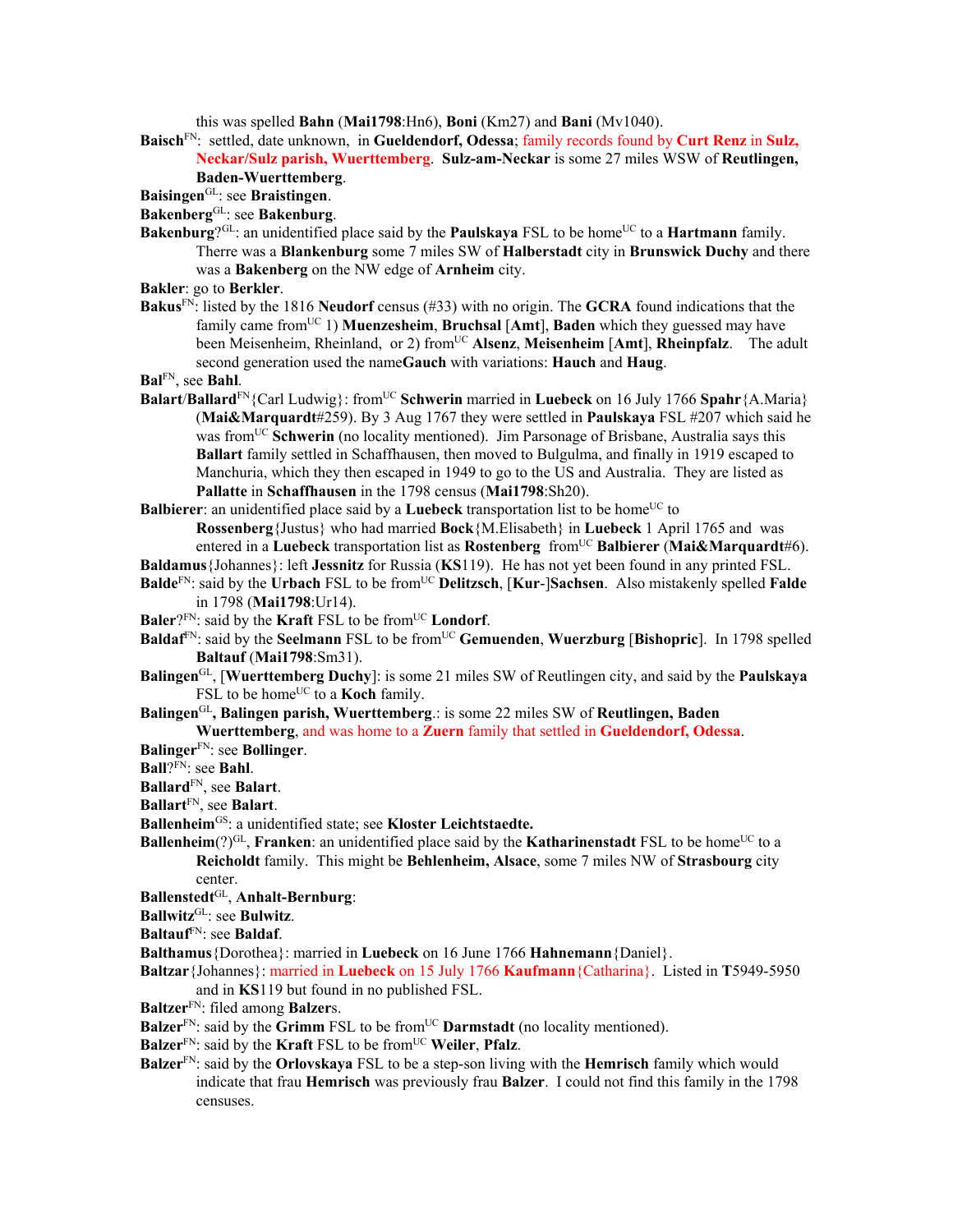this was spelled **Bahn** (**Mai1798**:Hn6), **Boni** (Km27) and **Bani** (Mv1040).

**Baisch**FN: settled, date unknown, in **Gueldendorf, Odessa**; family records found by **Curt Renz** in **Sulz, Neckar/Sulz parish, Wuerttemberg**. **Sulz-am-Neckar** is some 27 miles WSW of **Reutlingen, Baden-Wuerttemberg**.

**Baisingen**GL: see **Braistingen**.

**Bakenberg**GL: see **Bakenburg**.

**Bakenburg**?GL: an unidentified place said by the **Paulskaya** FSL to be homeUC to a **Hartmann** family. Therre was a **Blankenburg** some 7 miles SW of **Halberstadt** city in **Brunswick Duchy** and there was a **Bakenberg** on the NW edge of **Arnheim** city.

**Bakler**: go to **Berkler**.

**Bakus**FN: listed by the 1816 **Neudorf** census (#33) with no origin. The **GCRA** found indications that the family came fromUC 1) **Muenzesheim**, **Bruchsal** [**Amt**], **Baden** which they guessed may have been Meisenheim, Rheinland, or 2) fromUC **Alsenz**, **Meisenheim** [**Amt**], **Rheinpfalz**. The adult second generation used the name**Gauch** with variations: **Hauch** and **Haug**.

**Bal**FN, see **Bahl**.

**Balart**/**Ballard**FN{Carl Ludwig}: fromUC **Schwerin** married in **Luebeck** on 16 July 1766 **Spahr**{A.Maria} (**Mai&Marquardt**#259). By 3 Aug 1767 they were settled in **Paulskaya** FSL #207 which said he was fromUC **Schwerin** (no locality mentioned). Jim Parsonage of Brisbane, Australia says this **Ballart** family settled in Schaffhausen, then moved to Bulgulma, and finally in 1919 escaped to Manchuria, which they then escaped in 1949 to go to the US and Australia. They are listed as **Pallatte** in **Schaffhausen** in the 1798 census (**Mai1798**:Sh20).

**Balbierer**: an unidentified place said by a **Luebeck** transportation list to be homeUC to **Rossenberg**{Justus} who had married **Bock**{M.Elisabeth} in **Luebeck** 1 April 1765 and was entered in a **Luebeck** transportation list as **Rostenberg** fromUC **Balbierer** (**Mai&Marquardt**#6).

**Baldamus**{Johannes}: left **Jessnitz** for Russia (**KS**119). He has not yet been found in any printed FSL.

**Balde**FN: said by the **Urbach** FSL to be fromUC **Delitzsch**, [**Kur**-]**Sachsen**. Also mistakenly spelled **Falde** in 1798 (**Mai1798**:Ur14).

**Baler**?FN: said by the **Kraft** FSL to be fromUC **Londorf**.

**Baldaf**FN: said by the **Seelmann** FSL to be fromUC **Gemuenden**, **Wuerzburg** [**Bishopric**]. In 1798 spelled **Baltauf** (**Mai1798**:Sm31).

**Balingen**GL, [**Wuerttemberg Duchy**]: is some 21 miles SW of Reutlingen city, and said by the **Paulskaya** FSL to be homeUC to a **Koch** family.

**Balingen**GL**, Balingen parish, Wuerttemberg**.: is some 22 miles SW of **Reutlingen, Baden Wuerttemberg**, and was home to a **Zuern** family that settled in **Gueldendorf, Odessa**.

**Balinger**FN: see **Bollinger**.

**Ball**?FN: see **Bahl**.

**Ballard**FN, see **Balart**.

**Ballart**FN, see **Balart**.

**Ballenheim**GS: a unidentified state; see **Kloster Leichtstaedte.**

**Ballenheim**(?)GL, **Franken**: an unidentified place said by the **Katharinenstadt** FSL to be homeUC to a **Reicholdt** family. This might be **Behlenheim, Alsace**, some 7 miles NW of **Strasbourg** city center.

**Ballenstedt**GL, **Anhalt-Bernburg**:

**Ballwitz**GL: see **Bulwitz**.

**Baltauf**FN: see **Baldaf**.

**Balthamus**{Dorothea}: married in **Luebeck** on 16 June 1766 **Hahnemann**{Daniel}.

**Baltzar**{Johannes}: married in **Luebeck** on 15 July 1766 **Kaufmann**{Catharina}. Listed in **T**5949-5950 and in **KS**119 but found in no published FSL.

**Baltzer**FN: filed among **Balzer**s.

**Balzer**FN: said by the **Grimm** FSL to be fromUC **Darmstadt** (no locality mentioned).

**Balzer**FN: said by the **Kraft** FSL to be fromUC **Weiler**, **Pfalz**.

**Balzer**FN: said by the **Orlovskaya** FSL to be a step-son living with the **Hemrisch** family which would indicate that frau **Hemrisch** was previously frau **Balzer**. I could not find this family in the 1798 censuses.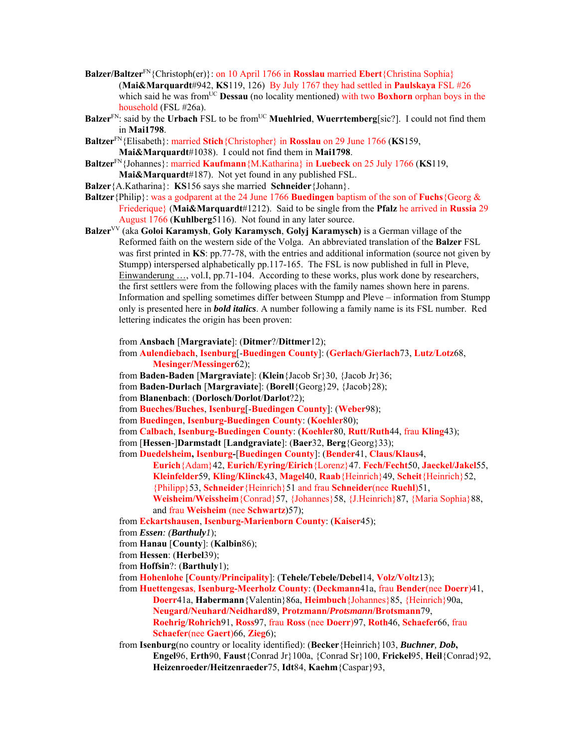**Balzer/Baltzer**[FN]{Christoph(er)}: on 10 April 1766 in **Rosslau** married **Ebert**{Christina Sophia} (**Mai&Marquardt**#942, **KS**119, 126) By July 1767 they had settled in **Paulskaya** FSL #26 which said he was from[UC] **Dessau** (no locality mentioned) with two **Boxhorn** orphan boys in the household (FSL #26a).

**Balzer**[FN]: said by the **Urbach** FSL to be from[UC] **Muehlried**, **Wuerrtemberg**[sic?]. I could not find them in **Mai1798**.

**Baltzer**[FN]{Elisabeth}: married **Stich**{Christopher} in **Rosslau** on 29 June 1766 (**KS**159, **Mai&Marquardt**#1038). I could not find them in **Mai1798**.

**Baltzer**[FN]{Johannes}: married **Kaufmann**{M.Katharina} in **Luebeck** on 25 July 1766 (**KS**119, **Mai&Marquardt**#187). Not yet found in any published FSL.

**Balzer**{A.Katharina}: **KS**156 says she married **Schneider**{Johann}.

**Baltzer**{Philip}: was a godparent at the 24 June 1766 **Buedingen** baptism of the son of **Fuchs**{Georg & Friederique} (**Mai&Marquardt**#1212). Said to be single from the **Pfalz** he arrived in **Russia** 29 August 1766 (**Kuhlberg**5116). Not found in any later source.

**Balzer**[VV] (aka **Goloi Karamysh**, **Goly Karamysch**, **Golyj Karamysch**) is a German village of the Reformed faith on the western side of the Volga. An abbreviated translation of the **Balzer** FSL was first printed in **KS**: pp.77-78, with the entries and additional information (source not given by Stumpp) interspersed alphabetically pp.117-165. The FSL is now published in full in Pleve, Einwanderung …, vol.I, pp.71-104. According to these works, plus work done by researchers, the first settlers were from the following places with the family names shown here in parens. Information and spelling sometimes differ between Stumpp and Pleve – information from Stumpp only is presented here in ***bold italics***. A number following a family name is its FSL number. Red lettering indicates the origin has been proven:

from **Ansbach** [**Margraviate**]: (**Ditmer**?/**Dittmer**12);
from **Aulendiebach**, **Isenburg**[-**Buedingen County**]: (**Gerlach/Gierlach**73, **Lutz**/**Lotz**68, **Mesinger/Messinger**62);
from **Baden-Baden** [**Margraviate**]: (**Klein**{Jacob Sr}30, {Jacob Jr}36;
from **Baden-Durlach** [**Margraviate**]: (**Borell**{Georg}29, {Jacob}28);
from **Blanenbach**: (**Dorlosch**/**Dorlot**/**Darlot**?2);
from **Bueches/Buches**, **Isenburg**[-**Buedingen County**]: (**Weber**98);
from **Buedingen**, **Isenburg-Buedingen County**: (**Koehler**80);
from **Calbach**, **Isenburg-Buedingen County**: (**Koehler**80, **Rutt/Ruth**44, frau **Kling**43);
from [**Hessen**-]**Darmstadt** [**Landgraviate**]: (**Baer**32, **Berg**{Georg}33);
from **Duedelsheim, Isenburg-**[**Buedingen County**]: (**Bender**41, **Claus/Klaus**4, **Eurich**{Adam}42, **Eurich/Eyring/Eirich**{Lorenz}47. **Fech/Fecht**50, **Jaeckel/Jakel**55, **Kleinfelder**59, **Kling/Klinck**43, **Magel**40, **Raab**{Heinrich}49, **Scheit**{Heinrich}52, {Philipp}53, **Schneider**{Heinrich}51 and frau **Schneider**(nee **Ruehl**)51, **Weisheim/Weissheim**{Conrad}57, {Johannes}58, {J.Heinrich}87, {Maria Sophia}88, and frau **Weisheim** (nee **Schwartz**)57);
from **Eckartshausen**, **Isenburg-Marienborn County**: (**Kaiser**45);
from ***Essen**: (**Barthuly**1*);
from **Hanau** [**County**]: (**Kalbin**86);
from **Hessen**: (**Herbel**39);
from **Hoffsin**?: (**Barthuly**1);
from **Hohenlohe** [**County/Principality**]: (**Tehele/Tebele/Debel**14, **Volz**/**Voltz**13);
from **Huettengesas**, **Isenburg-Meerholz County**: (**Deckmann**41a, frau **Bender**(nee **Doerr**)41, **Doerr**41a, **Habermann**{Valentin}86a, **Heimbuch**{Johannes}85, {Heinrich}90a, **Neugard/Neuhard/Neidhard**89, **Protzmann/*Protsmann*/Brotsmann**79, **Roehrig**/**Rohrich**91, **Ross**97, frau **Ross** (nee **Doerr**)97, **Roth**46, **Schaefer**66, frau **Schaefer**(nee **Gaert**)66, **Zieg**6);
from **Isenburg**(no country or locality identified): (**Becker**{Heinrich}103, ***Buchner*, *Dob*,** **Engel**96, **Erth**90, **Faust**{Conrad Jr}100a, {Conrad Sr}100, **Frickel**95, **Heil**{Conrad}92, **Heizenroeder/Heitzenraeder**75, **Idt**84, **Kaehm**{Caspar}93,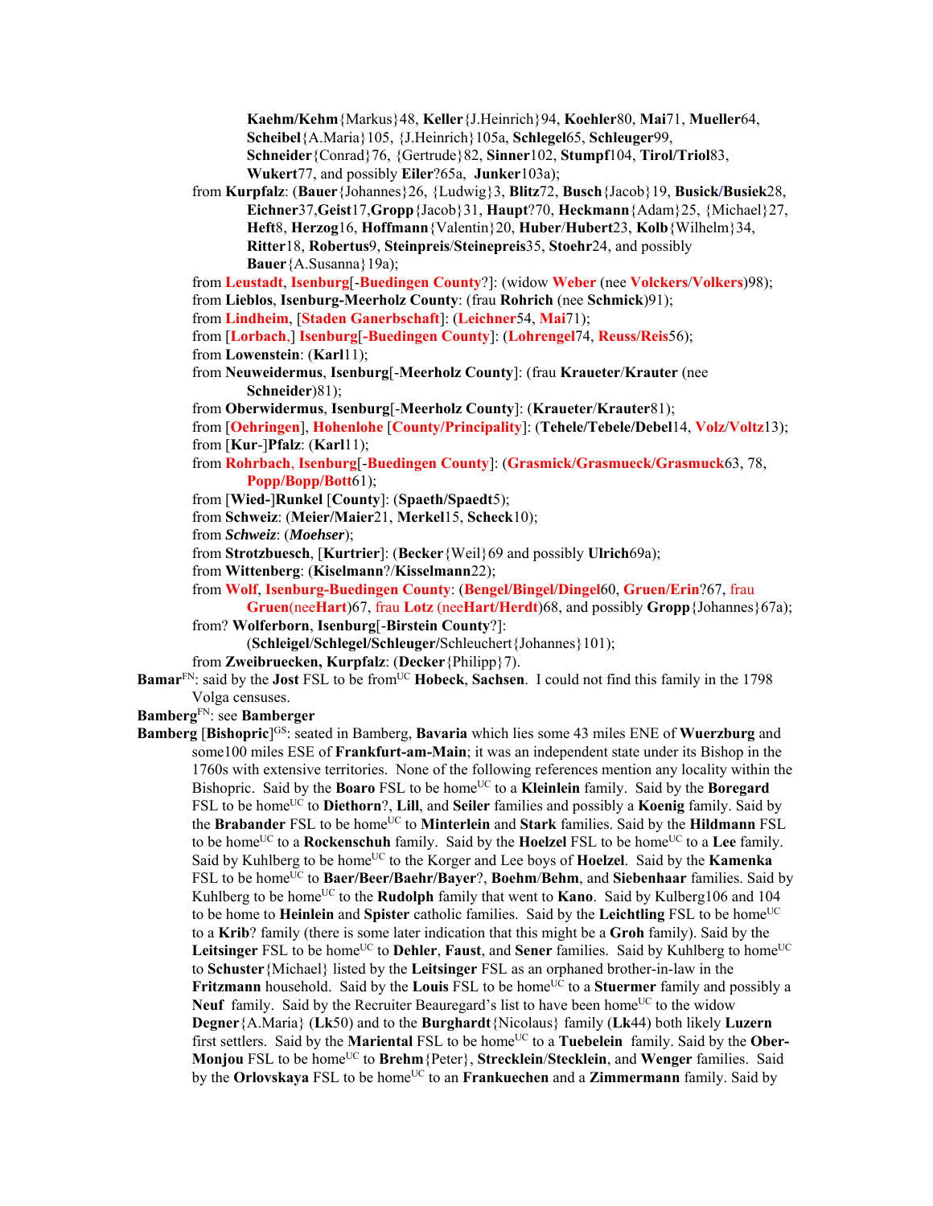**Kaehm/Kehm**{Markus}48, **Keller**{J.Heinrich}94, **Koehler**80, **Mai**71, **Mueller**64, **Scheibel**{A.Maria}105, {J.Heinrich}105a, **Schlegel**65, **Schleuger**99, **Schneider**{Conrad}76, {Gertrude}82, **Sinner**102, **Stumpf**104, **Tirol/Triol**83, **Wukert**77, and possibly **Eiler**?65a, **Junker**103a);

from **Kurpfalz**: (**Bauer**{Johannes}26, {Ludwig}3, **Blitz**72, **Busch**{Jacob}19, **Busick/Busiek**28, **Eichner**37,**Geist**17,**Gropp**{Jacob}31, **Haupt**?70, **Heckmann**{Adam}25, {Michael}27, **Heft**8, **Herzog**16, **Hoffmann**{Valentin}20, **Huber**/**Hubert**23, **Kolb**{Wilhelm}34, **Ritter**18, **Robertus**9, **Steinpreis**/**Steinepreis**35, **Stoehr**24, and possibly **Bauer**{A.Susanna}19a);

from **Leustadt**, **Isenburg**[-**Buedingen County**?]: (widow **Weber** (nee **Volckers**/**Volkers**)98);

from **Lieblos**, **Isenburg-Meerholz County**: (frau **Rohrich** (nee **Schmick**)91);

from **Lindheim**, [**Staden Ganerbschaft**]: (**Leichner**54, **Mai**71);

from [**Lorbach**,] **Isenburg**[-**Buedingen County**]: (**Lohrengel**74, **Reuss/Reis**56);

from **Lowenstein**: (**Karl**11);

from **Neuweidermus**, **Isenburg**[-**Meerholz County**]: (frau **Kraueter**/**Krauter** (nee **Schneider**)81);

from **Oberwidermus**, **Isenburg**[-**Meerholz County**]: (**Kraueter**/**Krauter**81);

from [**Oehringen**], **Hohenlohe** [**County/Principality**]: (**Tehele/Tebele/Debel**14, **Volz**/**Voltz**13);

from [**Kur**-]**Pfalz**: (**Karl**11);

from **Rohrbach**, **Isenburg**[-**Buedingen County**]: (**Grasmick/Grasmueck/Grasmuck**63, 78, **Popp/Bopp/Bott**61);

from [**Wied-**]**Runkel** [**County**]: (**Spaeth/Spaedt**5);

from **Schweiz**: (**Meier/Maier**21, **Merkel**15, **Scheck**10);

from ***Schweiz***: (***Moehser***);

from **Strotzbuesch**, [**Kurtrier**]: (**Becker**{Weil}69 and possibly **Ulrich**69a);

from **Wittenberg**: (**Kiselmann**?/**Kisselmann**22);

from **Wolf**, **Isenburg-Buedingen County**: (**Bengel/Bingel/Dingel**60, **Gruen/Erin**?67, frau **Gruen**(nee**Hart**)67, frau **Lotz** (nee**Hart/Herdt**)68, and possibly **Gropp**{Johannes}67a);

from? **Wolferborn**, **Isenburg**[-**Birstein County**?]: (**Schleigel**/**Schlegel**/**Schleuger**/Schleuchert{Johannes}101);

from **Zweibruecken, Kurpfalz**: (**Decker**{Philipp}7).

**Bamar**[FN]: said by the **Jost** FSL to be from[UC] **Hobeck**, **Sachsen**. I could not find this family in the 1798 Volga censuses.

**Bamberg**[FN]: see **Bamberger**

**Bamberg** [**Bishopric**][GS]: seated in Bamberg, **Bavaria** which lies some 43 miles ENE of **Wuerzburg** and some100 miles ESE of **Frankfurt-am-Main**; it was an independent state under its Bishop in the 1760s with extensive territories. None of the following references mention any locality within the Bishopric. Said by the **Boaro** FSL to be home[UC] to a **Kleinlein** family. Said by the **Boregard** FSL to be home[UC] to **Diethorn**?, **Lill**, and **Seiler** families and possibly a **Koenig** family. Said by the **Brabander** FSL to be home[UC] to **Minterlein** and **Stark** families. Said by the **Hildmann** FSL to be home[UC] to a **Rockenschuh** family. Said by the **Hoelzel** FSL to be home[UC] to a **Lee** family. Said by Kuhlberg to be home[UC] to the Korger and Lee boys of **Hoelzel**. Said by the **Kamenka** FSL to be home[UC] to **Baer/Beer/Baehr/Bayer**?, **Boehm**/**Behm**, and **Siebenhaar** families. Said by Kuhlberg to be home[UC] to the **Rudolph** family that went to **Kano**. Said by Kulberg106 and 104 to be home to **Heinlein** and **Spister** catholic families. Said by the **Leichtling** FSL to be home[UC] to a **Krib**? family (there is some later indication that this might be a **Groh** family). Said by the **Leitsinger** FSL to be home[UC] to **Dehler**, **Faust**, and **Sener** families. Said by Kuhlberg to home[UC] to **Schuster**{Michael} listed by the **Leitsinger** FSL as an orphaned brother-in-law in the **Fritzmann** household. Said by the **Louis** FSL to be home[UC] to a **Stuermer** family and possibly a **Neuf** family. Said by the Recruiter Beauregard's list to have been home[UC] to the widow **Degner**{A.Maria} (**Lk**50) and to the **Burghardt**{Nicolaus} family (**Lk**44) both likely **Luzern** first settlers. Said by the **Mariental** FSL to be home[UC] to a **Tuebelein** family. Said by the **Ober-Monjou** FSL to be home[UC] to **Brehm**{Peter}, **Strecklein**/**Stecklein**, and **Wenger** families. Said by the **Orlovskaya** FSL to be home[UC] to an **Frankuechen** and a **Zimmermann** family. Said by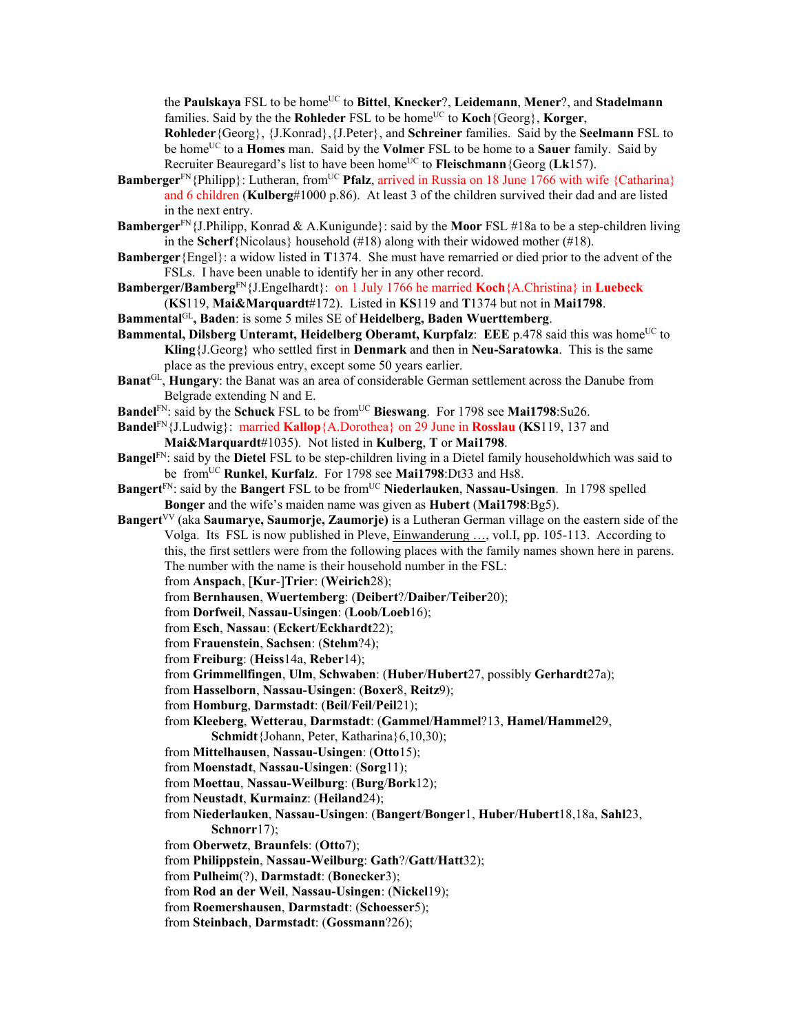the **Paulskaya** FSL to be home[UC] to **Bittel**, **Knecker**?, **Leidemann**, **Mener**?, and **Stadelmann** families. Said by the the **Rohleder** FSL to be home[UC] to **Koch**{Georg}, **Korger**, **Rohleder**{Georg}, {J.Konrad},{J.Peter}, and **Schreiner** families. Said by the **Seelmann** FSL to be home[UC] to a **Homes** man. Said by the **Volmer** FSL to be home to a **Sauer** family. Said by Recruiter Beauregard's list to have been home[UC] to **Fleischmann**{Georg (**Lk**157).

**Bamberger**[FN]{Philipp}: Lutheran, from[UC] **Pfalz**, arrived in Russia on 18 June 1766 with wife {Catharina} and 6 children (**Kulberg**#1000 p.86). At least 3 of the children survived their dad and are listed in the next entry.

**Bamberger**[FN]{J.Philipp, Konrad & A.Kunigunde}: said by the **Moor** FSL #18a to be a step-children living in the **Scherf**{Nicolaus} household (#18) along with their widowed mother (#18).

**Bamberger**{Engel}: a widow listed in **T**1374. She must have remarried or died prior to the advent of the FSLs. I have been unable to identify her in any other record.

**Bamberger/Bamberg**[FN]{J.Engelhardt}: on 1 July 1766 he married **Koch**{A.Christina} in **Luebeck** (**KS**119, **Mai&Marquardt**#172). Listed in **KS**119 and **T**1374 but not in **Mai1798**.

**Bammental**[GL], **Baden**: is some 5 miles SE of **Heidelberg, Baden Wuerttemberg**.

**Bammental, Dilsberg Unteramt, Heidelberg Oberamt, Kurpfalz**: **EEE** p.478 said this was home[UC] to **Kling**{J.Georg} who settled first in **Denmark** and then in **Neu-Saratowka**. This is the same place as the previous entry, except some 50 years earlier.

**Banat**[GL], **Hungary**: the Banat was an area of considerable German settlement across the Danube from Belgrade extending N and E.

**Bandel**[FN]: said by the **Schuck** FSL to be from[UC] **Bieswang**. For 1798 see **Mai1798**:Su26.

**Bandel**[FN]{J.Ludwig}: married **Kallop**{A.Dorothea} on 29 June in **Rosslau** (**KS**119, 137 and **Mai&Marquardt**#1035). Not listed in **Kulberg**, **T** or **Mai1798**.

**Bangel**[FN]: said by the **Dietel** FSL to be step-children living in a Dietel family householdwhich was said to be from[UC] **Runkel**, **Kurfalz**. For 1798 see **Mai1798**:Dt33 and Hs8.

**Bangert**[FN]: said by the **Bangert** FSL to be from[UC] **Niederlauken**, **Nassau-Usingen**. In 1798 spelled **Bonger** and the wife's maiden name was given as **Hubert** (**Mai1798**:Bg5).

**Bangert**[VV] (aka **Saumarye, Saumorje, Zaumorje)** is a Lutheran German village on the eastern side of the Volga. Its FSL is now published in Pleve, Einwanderung …, vol.I, pp. 105-113. According to this, the first settlers were from the following places with the family names shown here in parens. The number with the name is their household number in the FSL:

from **Anspach**, [**Kur**-]**Trier**: (**Weirich**28);
from **Bernhausen**, **Wuertemberg**: (**Deibert**?/**Daiber**/**Teiber**20);
from **Dorfweil**, **Nassau-Usingen**: (**Loob**/**Loeb**16);
from **Esch**, **Nassau**: (**Eckert**/**Eckhardt**22);
from **Frauenstein**, **Sachsen**: (**Stehm**?4);
from **Freiburg**: (**Heiss**14a, **Reber**14);
from **Grimmellfingen**, **Ulm**, **Schwaben**: (**Huber**/**Hubert**27, possibly **Gerhardt**27a);
from **Hasselborn**, **Nassau-Usingen**: (**Boxer**8, **Reitz**9);
from **Homburg**, **Darmstadt**: (**Beil**/**Feil**/**Peil**21);
from **Kleeberg**, **Wetterau**, **Darmstadt**: (**Gammel**/**Hammel**?13, **Hamel**/**Hammel**29, **Schmidt**{Johann, Peter, Katharina}6,10,30);
from **Mittelhausen**, **Nassau-Usingen**: (**Otto**15);
from **Moenstadt**, **Nassau-Usingen**: (**Sorg**11);
from **Moettau**, **Nassau-Weilburg**: (**Burg**/**Bork**12);
from **Neustadt**, **Kurmainz**: (**Heiland**24);
from **Niederlauken**, **Nassau-Usingen**: (**Bangert**/**Bonger**1, **Huber**/**Hubert**18,18a, **Sahl**23, **Schnorr**17);
from **Oberwetz**, **Braunfels**: (**Otto**7);
from **Philippstein**, **Nassau-Weilburg**: **Gath**?/**Gatt**/**Hatt**32);
from **Pulheim**(?), **Darmstadt**: (**Bonecker**3);
from **Rod an der Weil**, **Nassau-Usingen**: (**Nickel**19);
from **Roemershausen**, **Darmstadt**: (**Schoesser**5);
from **Steinbach**, **Darmstadt**: (**Gossmann**?26);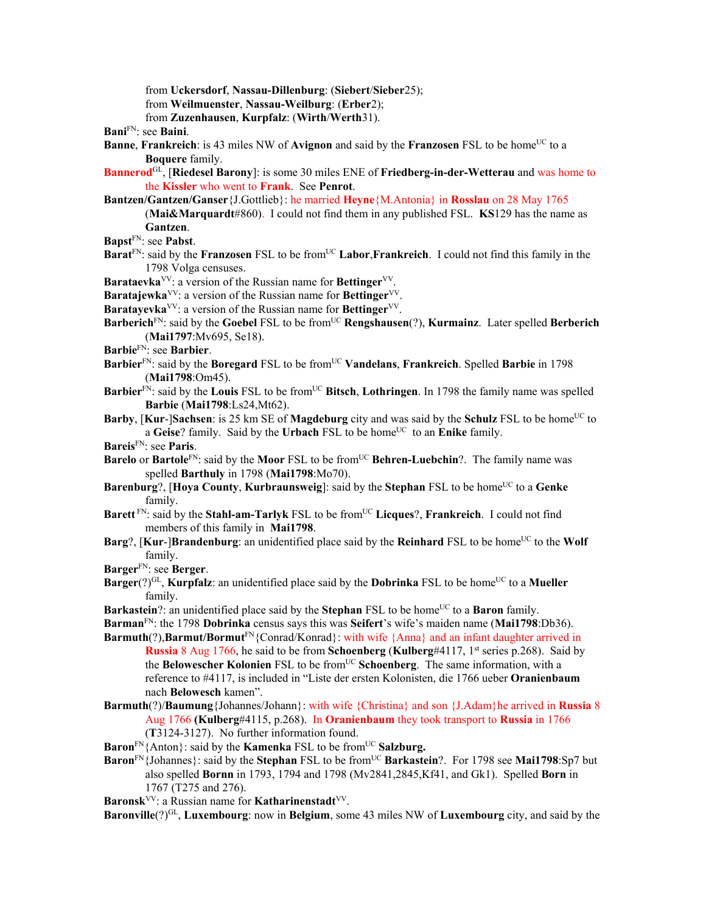from **Uckersdorf**, **Nassau-Dillenburg**: (**Siebert**/**Sieber**25);
from **Weilmuenster**, **Nassau-Weilburg**: (**Erber**2);
from **Zuzenhausen**, **Kurpfalz**: (**Wirth**/**Werth**31).

**Bani**[FN]: see **Baini**.

**Banne**, **Frankreich**: is 43 miles NW of **Avignon** and said by the **Franzosen** FSL to be home[UC] to a **Boquere** family.

**Bannerod**[GL], [**Riedesel Barony**]: is some 30 miles ENE of **Friedberg-in-der-Wetterau** and was home to the **Kissler** who went to **Frank**. See **Penrot**.

**Bantzen/Gantzen/Ganser**{J.Gottlieb}: he married **Heyne**{M.Antonia} in **Rosslau** on 28 May 1765 (**Mai&Marquardt**#860). I could not find them in any published FSL. **KS**129 has the name as **Gantzen**.

**Bapst**[FN]: see **Pabst**.

**Barat**[FN]: said by the **Franzosen** FSL to be from[UC] **Labor**,**Frankreich**. I could not find this family in the 1798 Volga censuses.

**Barataevka**[VV]: a version of the Russian name for **Bettinger**[VV].

**Baratajewka**[VV]: a version of the Russian name for **Bettinger**[VV].

**Baratayevka**[VV]: a version of the Russian name for **Bettinger**[VV].

**Barberich**[FN]: said by the **Goebel** FSL to be from[UC] **Rengshausen**(?), **Kurmainz**. Later spelled **Berberich** (**Mai1797**:Mv695, Se18).

**Barbie**[FN]: see **Barbier**.

**Barbier**[FN]: said by the **Boregard** FSL to be from[UC] **Vandelans**, **Frankreich**. Spelled **Barbie** in 1798 (**Mai1798**:Om45).

**Barbier**[FN]: said by the **Louis** FSL to be from[UC] **Bitsch**, **Lothringen**. In 1798 the family name was spelled **Barbie** (**Mai1798**:Ls24,Mt62).

**Barby**, [**Kur**-]**Sachsen**: is 25 km SE of **Magdeburg** city and was said by the **Schulz** FSL to be home[UC] to a **Geise**? family. Said by the **Urbach** FSL to be home[UC] to an **Enike** family.

**Bareis**[FN]: see **Paris**.

**Barelo** or **Bartole**[FN]: said by the **Moor** FSL to be from[UC] **Behren-Luebchin**?. The family name was spelled **Barthuly** in 1798 (**Mai1798**:Mo70).

**Barenburg**?, [**Hoya County**, **Kurbraunsweig**]: said by the **Stephan** FSL to be home[UC] to a **Genke** family.

**Barett** [FN]: said by the **Stahl-am-Tarlyk** FSL to be from[UC] **Licques**?, **Frankreich**. I could not find members of this family in **Mai1798**.

**Barg**?, [**Kur**-]**Brandenburg**: an unidentified place said by the **Reinhard** FSL to be home[UC] to the **Wolf** family.

**Barger**[FN]: see **Berger**.

**Barger**(?)[GL], **Kurpfalz**: an unidentified place said by the **Dobrinka** FSL to be home[UC] to a **Mueller** family.

**Barkastein**?: an unidentified place said by the **Stephan** FSL to be home[UC] to a **Baron** family.

**Barman**[FN]: the 1798 **Dobrinka** census says this was **Seifert**'s wife's maiden name (**Mai1798**:Db36).

**Barmuth**(?),**Barmut/Bormut**[FN]{Conrad/Konrad}: with wife {Anna} and an infant daughter arrived in **Russia** 8 Aug 1766, he said to be from **Schoenberg** (**Kulberg**#4117, 1st series p.268). Said by the **Belowescher Kolonien** FSL to be from[UC] **Schoenberg**. The same information, with a reference to #4117, is included in "Liste der ersten Kolonisten, die 1766 ueber **Oranienbaum** nach **Belowesch** kamen".

**Barmuth**(?)/**Baumung**{Johannes/Johann}: with wife {Christina} and son {J.Adam}he arrived in **Russia** 8 Aug 1766 (**Kulberg**#4115, p.268). In **Oranienbaum** they took transport to **Russia** in 1766 (**T**3124-3127). No further information found.

**Baron**[FN]{Anton}: said by the **Kamenka** FSL to be from[UC] **Salzburg.**

**Baron**[FN]{Johannes}: said by the **Stephan** FSL to be from[UC] **Barkastein**?. For 1798 see **Mai1798**:Sp7 but also spelled **Bornn** in 1793, 1794 and 1798 (Mv2841,2845,Kf41, and Gk1). Spelled **Born** in 1767 (T275 and 276).

**Baronsk**[VV]: a Russian name for **Katharinenstadt**[VV].

**Baronville**(?)[GL], **Luxembourg**: now in **Belgium**, some 43 miles NW of **Luxembourg** city, and said by the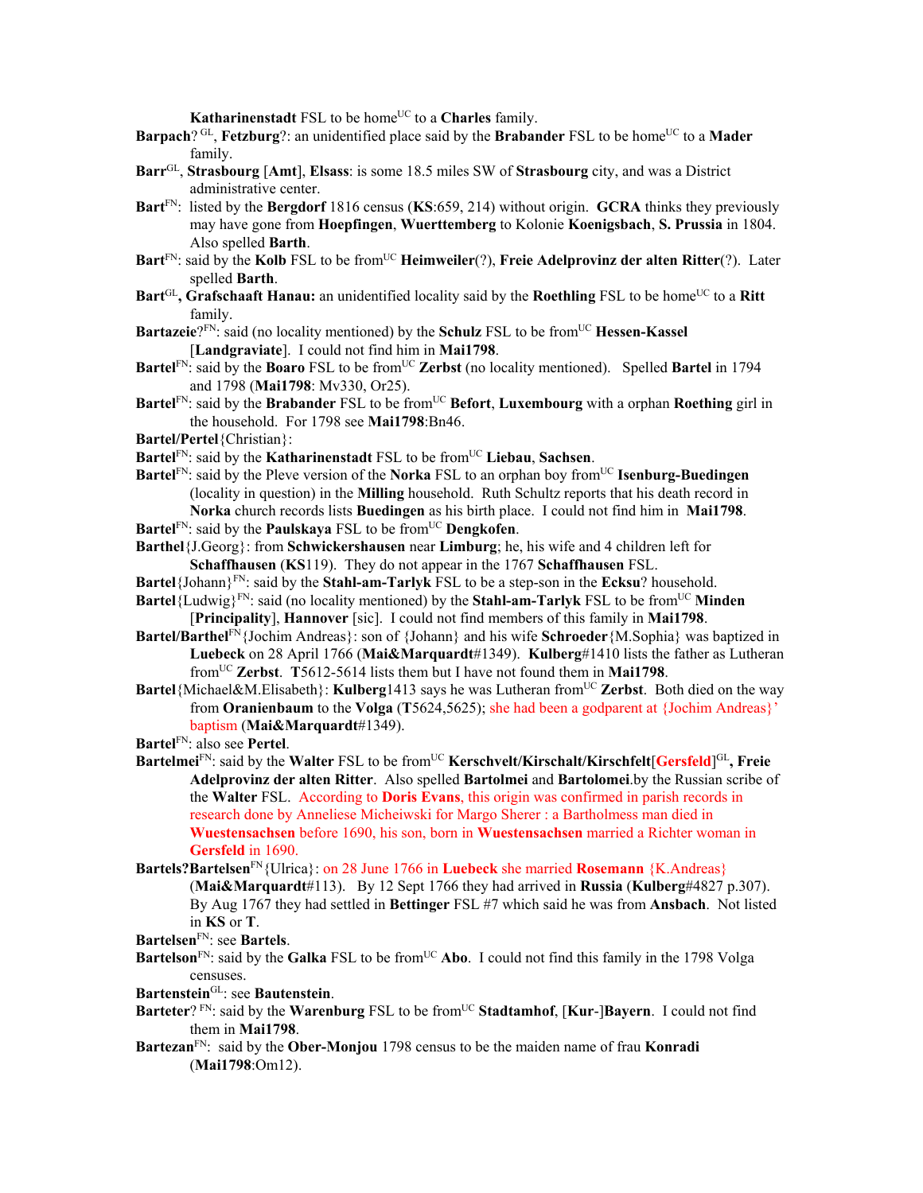**Katharinenstadt** FSL to be home[UC] to a **Charles** family.

**Barpach**? [GL], **Fetzburg**?: an unidentified place said by the **Brabander** FSL to be home[UC] to a **Mader** family.

**Barr**[GL], **Strasbourg** [**Amt**], **Elsass**: is some 18.5 miles SW of **Strasbourg** city, and was a District administrative center.

**Bart**[FN]: listed by the **Bergdorf** 1816 census (**KS**:659, 214) without origin. **GCRA** thinks they previously may have gone from **Hoepfingen**, **Wuerttemberg** to Kolonie **Koenigsbach**, **S. Prussia** in 1804. Also spelled **Barth**.

**Bart**[FN]: said by the **Kolb** FSL to be from[UC] **Heimweiler**(?), **Freie Adelprovinz der alten Ritter**(?). Later spelled **Barth**.

**Bart**[GL]**, Grafschaaft Hanau:** an unidentified locality said by the **Roethling** FSL to be home[UC] to a **Ritt** family.

**Bartazeie**?[FN]: said (no locality mentioned) by the **Schulz** FSL to be from[UC] **Hessen-Kassel** [**Landgraviate**]. I could not find him in **Mai1798**.

**Bartel**[FN]: said by the **Boaro** FSL to be from[UC] **Zerbst** (no locality mentioned). Spelled **Bartel** in 1794 and 1798 (**Mai1798**: Mv330, Or25).

**Bartel**[FN]: said by the **Brabander** FSL to be from[UC] **Befort**, **Luxembourg** with a orphan **Roething** girl in the household. For 1798 see **Mai1798**:Bn46.

**Bartel/Pertel**{Christian}:

**Bartel**[FN]: said by the **Katharinenstadt** FSL to be from[UC] **Liebau**, **Sachsen**.

**Bartel**[FN]: said by the Pleve version of the **Norka** FSL to an orphan boy from[UC] **Isenburg-Buedingen** (locality in question) in the **Milling** household. Ruth Schultz reports that his death record in **Norka** church records lists **Buedingen** as his birth place. I could not find him in **Mai1798**.

**Bartel**[FN]: said by the **Paulskaya** FSL to be from[UC] **Dengkofen**.

**Barthel**{J.Georg}: from **Schwickershausen** near **Limburg**; he, his wife and 4 children left for **Schaffhausen** (**KS**119). They do not appear in the 1767 **Schaffhausen** FSL.

**Bartel**{Johann}[FN]: said by the **Stahl-am-Tarlyk** FSL to be a step-son in the **Ecksu**? household.

**Bartel**{Ludwig}[FN]: said (no locality mentioned) by the **Stahl-am-Tarlyk** FSL to be from[UC] **Minden** [**Principality**], **Hannover** [sic]. I could not find members of this family in **Mai1798**.

**Bartel/Barthel**[FN]{Jochim Andreas}: son of {Johann} and his wife **Schroeder**{M.Sophia} was baptized in **Luebeck** on 28 April 1766 (**Mai&Marquardt**#1349). **Kulberg**#1410 lists the father as Lutheran from[UC] **Zerbst**. **T**5612-5614 lists them but I have not found them in **Mai1798**.

**Bartel**{Michael&M.Elisabeth}: **Kulberg**1413 says he was Lutheran from[UC] **Zerbst**. Both died on the way from **Oranienbaum** to the **Volga** (**T**5624,5625); she had been a godparent at {Jochim Andreas}' baptism (**Mai&Marquardt**#1349).

**Bartel**[FN]: also see **Pertel**.

**Bartelmei**[FN]: said by the **Walter** FSL to be from[UC] **Kerschvelt/Kirschalt/Kirschfelt**[**Gersfeld**][GL]**, Freie Adelprovinz der alten Ritter**. Also spelled **Bartolmei** and **Bartolomei**.by the Russian scribe of the **Walter** FSL. According to **Doris Evans**, this origin was confirmed in parish records in research done by Anneliese Micheiwski for Margo Sherer : a Bartholmess man died in **Wuestensachsen** before 1690, his son, born in **Wuestensachsen** married a Richter woman in **Gersfeld** in 1690.

**Bartels?Bartelsen**[FN]{Ulrica}: on 28 June 1766 in **Luebeck** she married **Rosemann** {K.Andreas} (**Mai&Marquardt**#113). By 12 Sept 1766 they had arrived in **Russia** (**Kulberg**#4827 p.307). By Aug 1767 they had settled in **Bettinger** FSL #7 which said he was from **Ansbach**. Not listed in **KS** or **T**.

**Bartelsen**[FN]: see **Bartels**.

**Bartelson**[FN]: said by the **Galka** FSL to be from[UC] **Abo**. I could not find this family in the 1798 Volga censuses.

**Bartenstein**[GL]: see **Bautenstein**.

**Barteter**? [FN]: said by the **Warenburg** FSL to be from[UC] **Stadtamhof**, [**Kur**-]**Bayern**. I could not find them in **Mai1798**.

**Bartezan**[FN]: said by the **Ober-Monjou** 1798 census to be the maiden name of frau **Konradi** (**Mai1798**:Om12).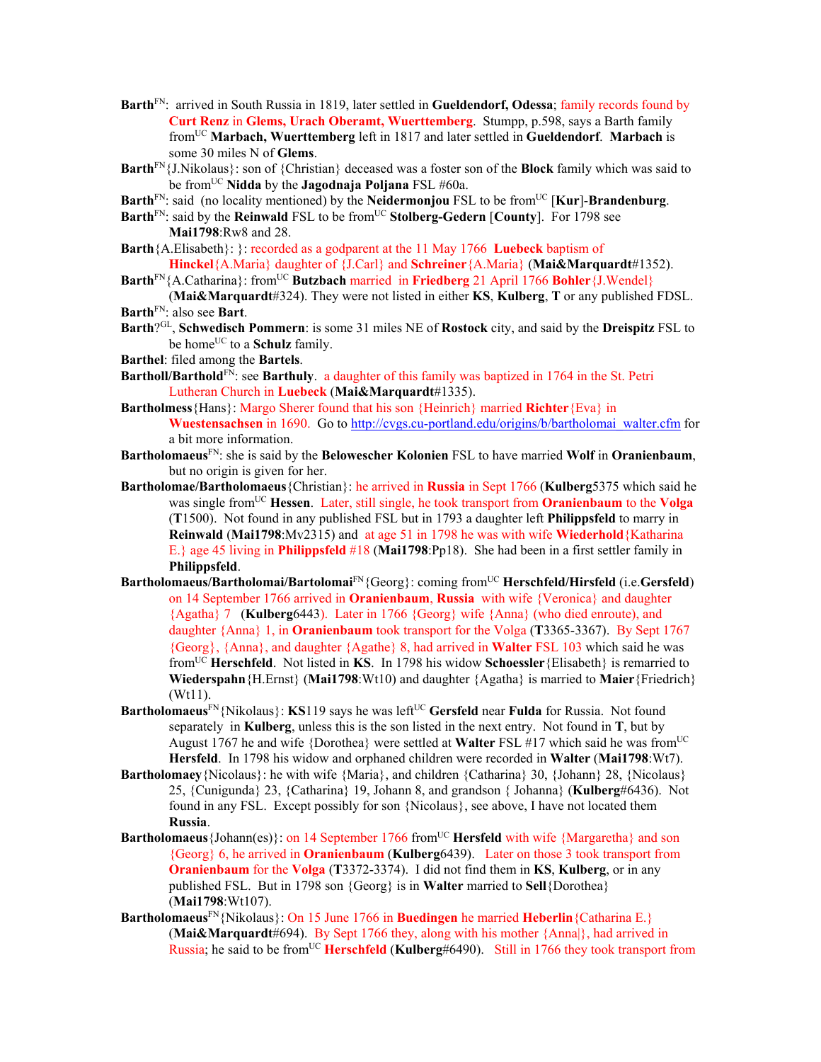**Barth**FN: arrived in South Russia in 1819, later settled in **Gueldendorf, Odessa**; family records found by **Curt Renz** in **Glems, Urach Oberamt, Wuerttemberg**. Stumpp, p.598, says a Barth family fromUC **Marbach, Wuerttemberg** left in 1817 and later settled in **Gueldendorf**. **Marbach** is some 30 miles N of **Glems**.

**Barth**FN{J.Nikolaus}: son of {Christian} deceased was a foster son of the **Block** family which was said to be fromUC **Nidda** by the **Jagodnaja Poljana** FSL #60a.

**Barth**FN: said (no locality mentioned) by the **Neidermonjou** FSL to be fromUC [**Kur**]-**Brandenburg**.

**Barth**FN: said by the **Reinwald** FSL to be fromUC **Stolberg-Gedern** [**County**]. For 1798 see **Mai1798**:Rw8 and 28.

**Barth**{A.Elisabeth}: }: recorded as a godparent at the 11 May 1766 **Luebeck** baptism of **Hinckel**{A.Maria} daughter of {J.Carl} and **Schreiner**{A.Maria} (**Mai&Marquardt**#1352).

**Barth**FN{A.Catharina}: fromUC **Butzbach** married in **Friedberg** 21 April 1766 **Bohler**{J.Wendel} (**Mai&Marquardt**#324). They were not listed in either **KS**, **Kulberg**, **T** or any published FDSL.

**Barth**FN: also see **Bart**.

**Barth**?GL, **Schwedisch Pommern**: is some 31 miles NE of **Rostock** city, and said by the **Dreispitz** FSL to be homeUC to a **Schulz** family.

**Barthel**: filed among the **Bartels**.

**Bartholl/Barthold**FN: see **Barthuly**. a daughter of this family was baptized in 1764 in the St. Petri Lutheran Church in **Luebeck** (**Mai&Marquardt**#1335).

**Bartholmess**{Hans}: Margo Sherer found that his son {Heinrich} married **Richter**{Eva} in **Wuestensachsen** in 1690. Go to http://cvgs.cu-portland.edu/origins/b/bartholomai_walter.cfm for a bit more information.

**Bartholomaeus**FN: she is said by the **Belowescher Kolonien** FSL to have married **Wolf** in **Oranienbaum**, but no origin is given for her.

**Bartholomae/Bartholomaeus**{Christian}: he arrived in **Russia** in Sept 1766 (**Kulberg**5375 which said he was single fromUC **Hessen**. Later, still single, he took transport from **Oranienbaum** to the **Volga** (**T**1500). Not found in any published FSL but in 1793 a daughter left **Philippsfeld** to marry in **Reinwald** (**Mai1798**:Mv2315) and at age 51 in 1798 he was with wife **Wiederhold**{Katharina E.} age 45 living in **Philippsfeld** #18 (**Mai1798**:Pp18). She had been in a first settler family in **Philippsfeld**.

**Bartholomaeus/Bartholomai/Bartolomai**FN{Georg}: coming fromUC **Herschfeld/Hirsfeld** (i.e.**Gersfeld**) on 14 September 1766 arrived in **Oranienbaum**, **Russia** with wife {Veronica} and daughter {Agatha} 7 (**Kulberg**6443). Later in 1766 {Georg} wife {Anna} (who died enroute), and daughter {Anna} 1, in **Oranienbaum** took transport for the Volga (**T**3365-3367). By Sept 1767 {Georg}, {Anna}, and daughter {Agathe} 8, had arrived in **Walter** FSL 103 which said he was fromUC **Herschfeld**. Not listed in **KS**. In 1798 his widow **Schoessler**{Elisabeth} is remarried to **Wiederspahn**{H.Ernst} (**Mai1798**:Wt10) and daughter {Agatha} is married to **Maier**{Friedrich} (Wt11).

**Bartholomaeus**FN{Nikolaus}: **KS**119 says he was leftUC **Gersfeld** near **Fulda** for Russia. Not found separately in **Kulberg**, unless this is the son listed in the next entry. Not found in **T**, but by August 1767 he and wife {Dorothea} were settled at **Walter** FSL #17 which said he was fromUC **Hersfeld**. In 1798 his widow and orphaned children were recorded in **Walter** (**Mai1798**:Wt7).

**Bartholomaey**{Nicolaus}: he with wife {Maria}, and children {Catharina} 30, {Johann} 28, {Nicolaus} 25, {Cunigunda} 23, {Catharina} 19, Johann 8, and grandson { Johanna} (**Kulberg**#6436). Not found in any FSL. Except possibly for son {Nicolaus}, see above, I have not located them **Russia**.

**Bartholomaeus**{Johann(es)}: on 14 September 1766 fromUC **Hersfeld** with wife {Margaretha} and son {Georg} 6, he arrived in **Oranienbaum** (**Kulberg**6439). Later on those 3 took transport from **Oranienbaum** for the **Volga** (**T**3372-3374). I did not find them in **KS**, **Kulberg**, or in any published FSL. But in 1798 son {Georg} is in **Walter** married to **Sell**{Dorothea} (**Mai1798**:Wt107).

**Bartholomaeus**FN{Nikolaus}: On 15 June 1766 in **Buedingen** he married **Heberlin**{Catharina E.} (**Mai&Marquardt**#694). By Sept 1766 they, along with his mother {Anna|}, had arrived in Russia; he said to be fromUC **Herschfeld** (**Kulberg**#6490). Still in 1766 they took transport from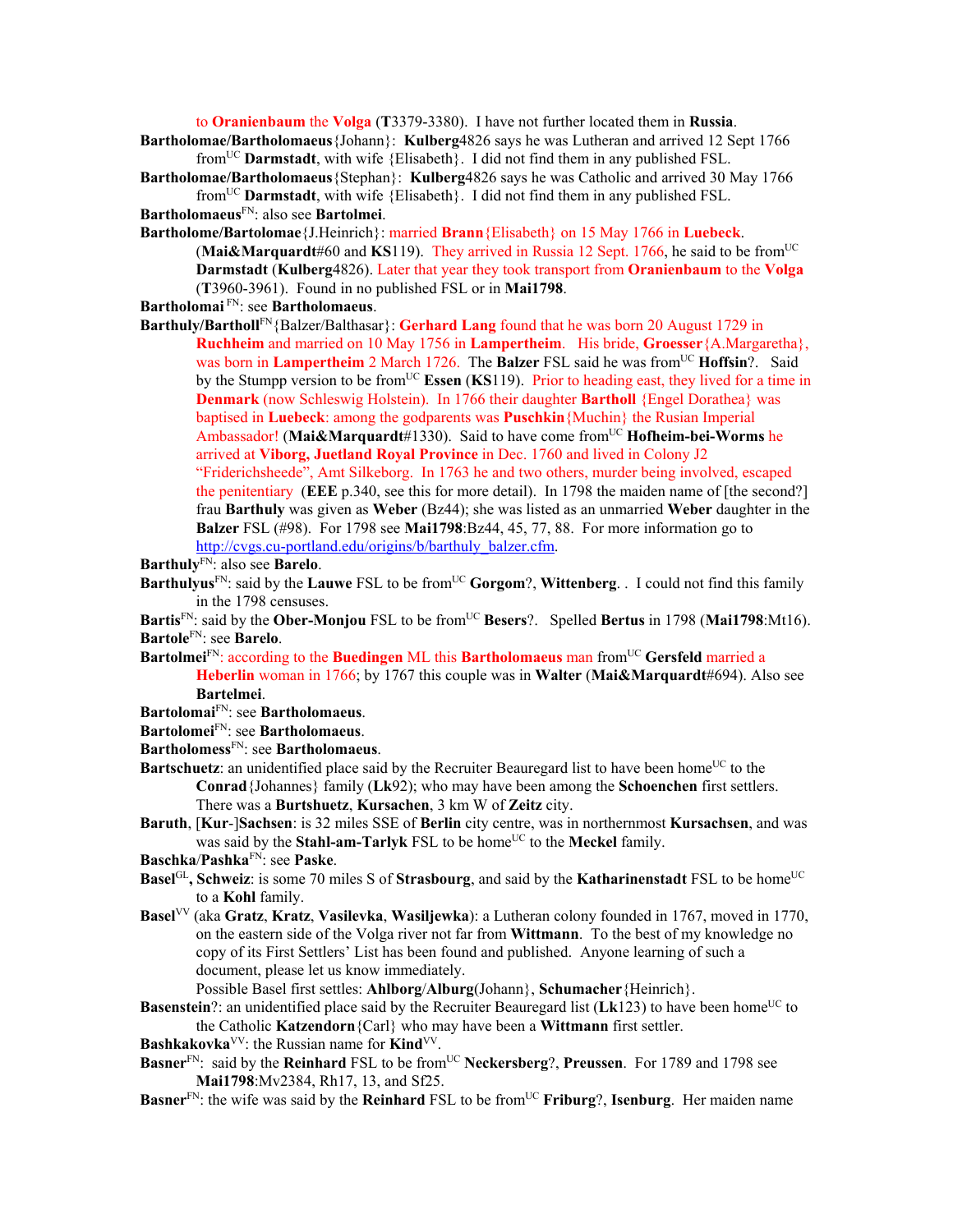to **Oranienbaum** the **Volga** (**T**3379-3380). I have not further located them in **Russia**.

**Bartholomae/Bartholomaeus**{Johann}: **Kulberg**4826 says he was Lutheran and arrived 12 Sept 1766 from[UC] **Darmstadt**, with wife {Elisabeth}. I did not find them in any published FSL.

**Bartholomae/Bartholomaeus**{Stephan}: **Kulberg**4826 says he was Catholic and arrived 30 May 1766 from[UC] **Darmstadt**, with wife {Elisabeth}. I did not find them in any published FSL.

**Bartholomaeus**[FN]: also see **Bartolmei**.

**Bartholome/Bartolomae**{J.Heinrich}: married **Brann**{Elisabeth} on 15 May 1766 in **Luebeck**. (**Mai&Marquardt**#60 and **KS**119). They arrived in Russia 12 Sept. 1766, he said to be from[UC] **Darmstadt** (**Kulberg**4826). Later that year they took transport from **Oranienbaum** to the **Volga** (**T**3960-3961). Found in no published FSL or in **Mai1798**.

**Bartholomai** [FN]: see **Bartholomaeus**.

**Barthuly/Bartholl**[FN]{Balzer/Balthasar}: **Gerhard Lang** found that he was born 20 August 1729 in **Ruchheim** and married on 10 May 1756 in **Lampertheim**. His bride, **Groesser**{A.Margaretha}, was born in **Lampertheim** 2 March 1726. The **Balzer** FSL said he was from[UC] **Hoffsin**?. Said by the Stumpp version to be from[UC] **Essen** (**KS**119). Prior to heading east, they lived for a time in **Denmark** (now Schleswig Holstein). In 1766 their daughter **Bartholl** {Engel Dorathea} was baptised in **Luebeck**: among the godparents was **Puschkin**{Muchin} the Rusian Imperial Ambassador! (**Mai&Marquardt**#1330). Said to have come from[UC] **Hofheim-bei-Worms** he arrived at **Viborg, Juetland Royal Province** in Dec. 1760 and lived in Colony J2 "Friderichsheede", Amt Silkeborg. In 1763 he and two others, murder being involved, escaped the penitentiary (**EEE** p.340, see this for more detail). In 1798 the maiden name of [the second?] frau **Barthuly** was given as **Weber** (Bz44); she was listed as an unmarried **Weber** daughter in the **Balzer** FSL (#98). For 1798 see **Mai1798**:Bz44, 45, 77, 88. For more information go to http://cvgs.cu-portland.edu/origins/b/barthuly_balzer.cfm.

**Barthuly**[FN]: also see **Barelo**.

**Barthulyus**[FN]: said by the **Lauwe** FSL to be from[UC] **Gorgom**?, **Wittenberg**. . I could not find this family in the 1798 censuses.

**Bartis**[FN]: said by the **Ober-Monjou** FSL to be from[UC] **Besers**?. Spelled **Bertus** in 1798 (**Mai1798**:Mt16).

**Bartole**[FN]: see **Barelo**.

**Bartolmei**[FN]: according to the **Buedingen** ML this **Bartholomaeus** man from[UC] **Gersfeld** married a **Heberlin** woman in 1766; by 1767 this couple was in **Walter** (**Mai&Marquardt**#694). Also see **Bartelmei**.

**Bartolomai**[FN]: see **Bartholomaeus**.

**Bartolomei**[FN]: see **Bartholomaeus**.

**Bartholomess**[FN]: see **Bartholomaeus**.

**Bartschuetz**: an unidentified place said by the Recruiter Beauregard list to have been home[UC] to the **Conrad**{Johannes} family (**Lk**92); who may have been among the **Schoenchen** first settlers. There was a **Burtshuetz**, **Kursachen**, 3 km W of **Zeitz** city.

**Baruth**, [**Kur**-]**Sachsen**: is 32 miles SSE of **Berlin** city centre, was in northernmost **Kursachsen**, and was was said by the **Stahl-am-Tarlyk** FSL to be home[UC] to the **Meckel** family.

**Baschka**/**Pashka**[FN]: see **Paske**.

**Basel**[GL]**, Schweiz**: is some 70 miles S of **Strasbourg**, and said by the **Katharinenstadt** FSL to be home[UC] to a **Kohl** family.

**Basel**[VV] (aka **Gratz**, **Kratz**, **Vasilevka**, **Wasiljewka**): a Lutheran colony founded in 1767, moved in 1770, on the eastern side of the Volga river not far from **Wittmann**. To the best of my knowledge no copy of its First Settlers' List has been found and published. Anyone learning of such a document, please let us know immediately.

Possible Basel first settles: **Ahlborg**/**Alburg**(Johann}, **Schumacher**{Heinrich}.

**Basenstein**?: an unidentified place said by the Recruiter Beauregard list (**Lk**123) to have been home[UC] to the Catholic **Katzendorn**{Carl} who may have been a **Wittmann** first settler.

**Bashkakovka**[VV]: the Russian name for **Kind**[VV].

**Basner**[FN]: said by the **Reinhard** FSL to be from[UC] **Neckersberg**?, **Preussen**. For 1789 and 1798 see **Mai1798**:Mv2384, Rh17, 13, and Sf25.

**Basner**[FN]: the wife was said by the **Reinhard** FSL to be from[UC] **Friburg**?, **Isenburg**. Her maiden name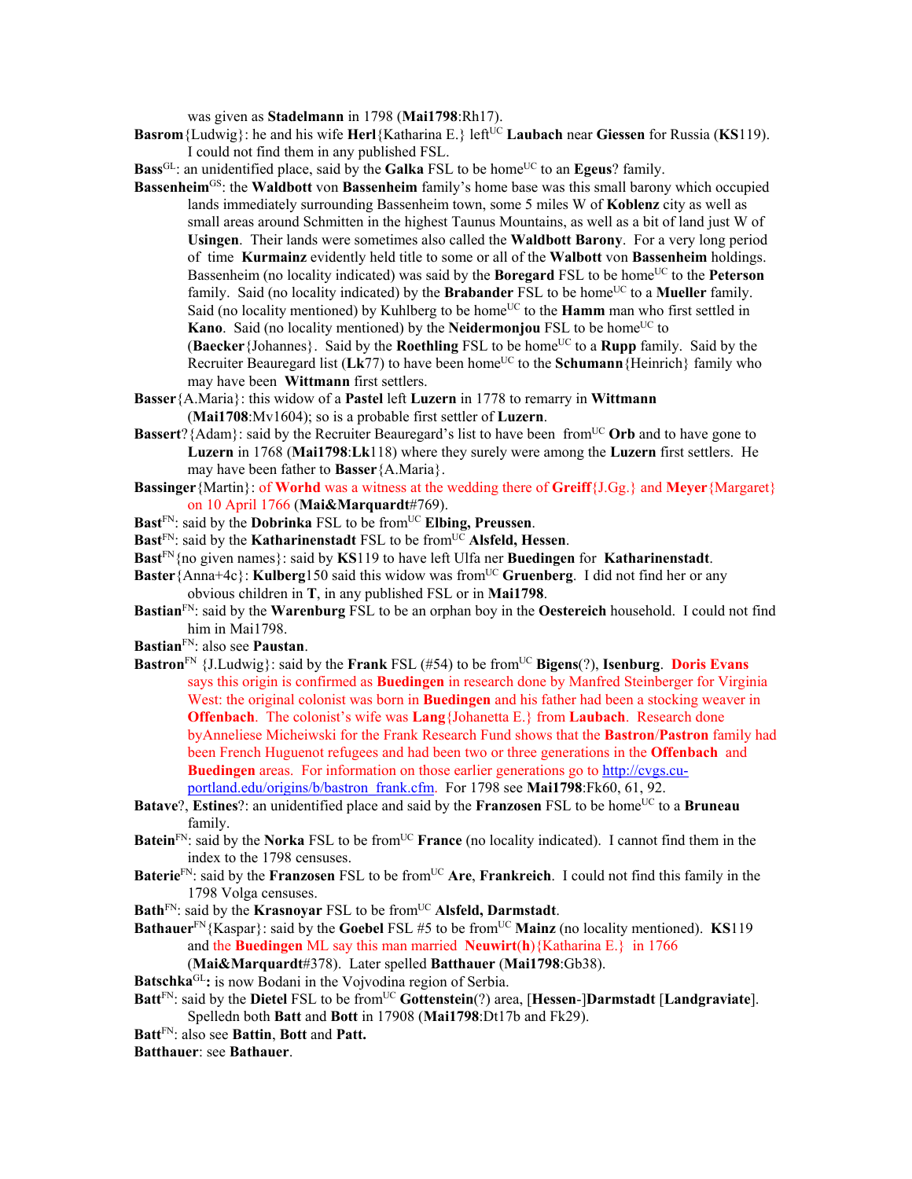was given as **Stadelmann** in 1798 (**Mai1798**:Rh17).

**Basrom**{Ludwig}: he and his wife **Herl**{Katharina E.} left[UC] **Laubach** near **Giessen** for Russia (**KS**119). I could not find them in any published FSL.

**Bass**[GL]: an unidentified place, said by the **Galka** FSL to be home[UC] to an **Egeus**? family.

**Bassenheim**[GS]: the **Waldbott** von **Bassenheim** family's home base was this small barony which occupied lands immediately surrounding Bassenheim town, some 5 miles W of **Koblenz** city as well as small areas around Schmitten in the highest Taunus Mountains, as well as a bit of land just W of **Usingen**. Their lands were sometimes also called the **Waldbott Barony**. For a very long period of time **Kurmainz** evidently held title to some or all of the **Walbott** von **Bassenheim** holdings. Bassenheim (no locality indicated) was said by the **Boregard** FSL to be home[UC] to the **Peterson** family. Said (no locality indicated) by the **Brabander** FSL to be home[UC] to a **Mueller** family. Said (no locality mentioned) by Kuhlberg to be home[UC] to the **Hamm** man who first settled in **Kano**. Said (no locality mentioned) by the **Neidermonjou** FSL to be home[UC] to (**Baecker**{Johannes}. Said by the **Roethling** FSL to be home[UC] to a **Rupp** family. Said by the Recruiter Beauregard list (**Lk**77) to have been home[UC] to the **Schumann**{Heinrich} family who may have been **Wittmann** first settlers.

**Basser**{A.Maria}: this widow of a **Pastel** left **Luzern** in 1778 to remarry in **Wittmann** (**Mai1708**:Mv1604); so is a probable first settler of **Luzern**.

**Bassert**?{Adam}: said by the Recruiter Beauregard's list to have been from[UC] **Orb** and to have gone to **Luzern** in 1768 (**Mai1798**:**Lk**118) where they surely were among the **Luzern** first settlers. He may have been father to **Basser**{A.Maria}.

**Bassinger**{Martin}: of **Worhd** was a witness at the wedding there of **Greiff**{J.Gg.} and **Meyer**{Margaret} on 10 April 1766 (**Mai&Marquardt**#769).

**Bast**[FN]: said by the **Dobrinka** FSL to be from[UC] **Elbing, Preussen**.

**Bast**[FN]: said by the **Katharinenstadt** FSL to be from[UC] **Alsfeld, Hessen**.

**Bast**[FN]{no given names}: said by **KS**119 to have left Ulfa ner **Buedingen** for **Katharinenstadt**.

**Baster**{Anna+4c}: **Kulberg**150 said this widow was from[UC] **Gruenberg**. I did not find her or any obvious children in **T**, in any published FSL or in **Mai1798**.

**Bastian**[FN]: said by the **Warenburg** FSL to be an orphan boy in the **Oestereich** household. I could not find him in Mai1798.

**Bastian**[FN]: also see **Paustan**.

**Bastron**[FN] {J.Ludwig}: said by the **Frank** FSL (#54) to be from[UC] **Bigens**(?), **Isenburg**. **Doris Evans** says this origin is confirmed as **Buedingen** in research done by Manfred Steinberger for Virginia West: the original colonist was born in **Buedingen** and his father had been a stocking weaver in **Offenbach**. The colonist's wife was **Lang**{Johanetta E.} from **Laubach**. Research done byAnneliese Micheiwski for the Frank Research Fund shows that the **Bastron**/**Pastron** family had been French Huguenot refugees and had been two or three generations in the **Offenbach** and **Buedingen** areas. For information on those earlier generations go to http://cvgs.cu-portland.edu/origins/b/bastron_frank.cfm. For 1798 see **Mai1798**:Fk60, 61, 92.

**Batave**?, **Estines**?: an unidentified place and said by the **Franzosen** FSL to be home[UC] to a **Bruneau** family.

**Batein**[FN]: said by the **Norka** FSL to be from[UC] **France** (no locality indicated). I cannot find them in the index to the 1798 censuses.

**Baterie**[FN]: said by the **Franzosen** FSL to be from[UC] **Are**, **Frankreich**. I could not find this family in the 1798 Volga censuses.

**Bath**[FN]: said by the **Krasnoyar** FSL to be from[UC] **Alsfeld, Darmstadt**.

**Bathauer**[FN]{Kaspar}: said by the **Goebel** FSL #5 to be from[UC] **Mainz** (no locality mentioned). **KS**119 and the **Buedingen** ML say this man married **Neuwirt**(**h**){Katharina E.} in 1766 (**Mai&Marquardt**#378). Later spelled **Batthauer** (**Mai1798**:Gb38).

**Batschka**[GL]**:** is now Bodani in the Vojvodina region of Serbia.

**Batt**[FN]: said by the **Dietel** FSL to be from[UC] **Gottenstein**(?) area, [**Hessen**-]**Darmstadt** [**Landgraviate**]. Spelledn both **Batt** and **Bott** in 17908 (**Mai1798**:Dt17b and Fk29).

**Batt**[FN]: also see **Battin**, **Bott** and **Patt.**

**Batthauer**: see **Bathauer**.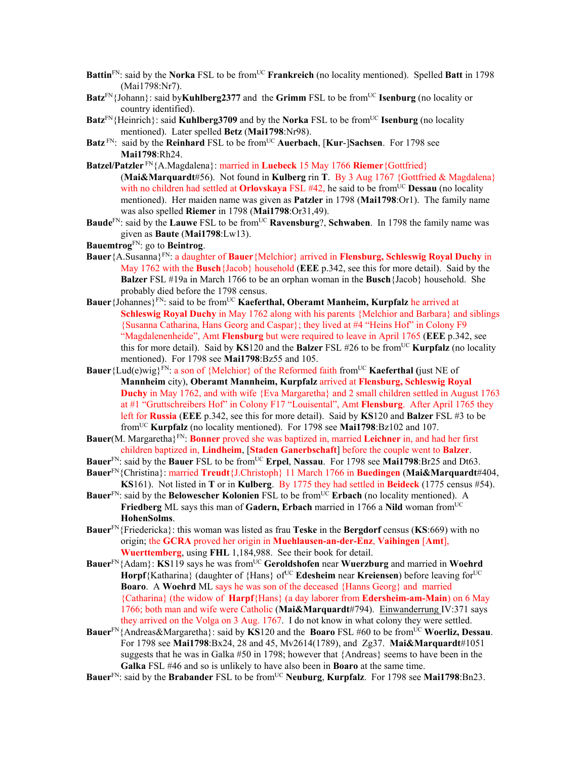- **Battin**[FN]: said by the **Norka** FSL to be from[UC] **Frankreich** (no locality mentioned). Spelled **Batt** in 1798 (Mai1798:Nr7).
- **Batz**[FN]{Johann}: said by**Kuhlberg2377** and the **Grimm** FSL to be from[UC] **Isenburg** (no locality or country identified).
- **Batz**[FN]{Heinrich}: said **Kuhlberg3709** and by the **Norka** FSL to be from[UC] **Isenburg** (no locality mentioned). Later spelled **Betz** (**Mai1798**:Nr98).
- **Batz** [FN]: said by the **Reinhard** FSL to be from[UC] **Auerbach**, [**Kur**-]**Sachsen**. For 1798 see **Mai1798**:Rh24.
- **Batzel/Patzler** [FN]{A.Magdalena}: married in **Luebeck** 15 May 1766 **Riemer**{Gottfried} (**Mai&Marquardt**#56). Not found in **Kulberg** rin **T**. By 3 Aug 1767 {Gottfried & Magdalena} with no children had settled at **Orlovskaya** FSL #42, he said to be from[UC] **Dessau** (no locality mentioned). Her maiden name was given as **Patzler** in 1798 (**Mai1798**:Or1). The family name was also spelled **Riemer** in 1798 (**Mai1798**:Or31,49).
- **Baude**[FN]: said by the **Lauwe** FSL to be from[UC] **Ravensburg**?, **Schwaben**. In 1798 the family name was given as **Baute** (**Mai1798**:Lw13).
- **Bauemtrog**[FN]: go to **Beintrog**.
- **Bauer**{A.Susanna}[FN]: a daughter of **Bauer**{Melchior} arrived in **Flensburg, Schleswig Royal Duchy** in May 1762 with the **Busch**{Jacob} household (**EEE** p.342, see this for more detail). Said by the **Balzer** FSL #19a in March 1766 to be an orphan woman in the **Busch**{Jacob} household. She probably died before the 1798 census.
- **Bauer**{Johannes}[FN]: said to be from[UC] **Kaeferthal, Oberamt Manheim, Kurpfalz** he arrived at **Schleswig Royal Duchy** in May 1762 along with his parents {Melchior and Barbara} and siblings {Susanna Catharina, Hans Georg and Caspar}; they lived at #4 "Heins Hof" in Colony F9 "Magdalenenheide", Amt **Flensburg** but were required to leave in April 1765 (**EEE** p.342, see this for more detail). Said by **KS**120 and the **Balzer** FSL #26 to be from[UC] **Kurpfalz** (no locality mentioned). For 1798 see **Mai1798**:Bz55 and 105.
- **Bauer**{Lud(e)wig}[FN]: a son of {Melchior} of the Reformed faith from[UC] **Kaeferthal (**just NE of **Mannheim** city), **Oberamt Mannheim, Kurpfalz** arrived at **Flensburg, Schleswig Royal Duchy** in May 1762, and with wife {Eva Margaretha} and 2 small children settled in August 1763 at #1 "Gruttschreibers Hof" in Colony F17 "Louisental", Amt **Flensburg**. After April 1765 they left for **Russia** (**EEE** p.342, see this for more detail). Said by **KS**120 and **Balzer** FSL #3 to be from[UC] **Kurpfalz** (no locality mentioned). For 1798 see **Mai1798**:Bz102 and 107.
- **Bauer**(M. Margaretha}[FN]: **Bonner** proved she was baptized in, married **Leichner** in, and had her first children baptized in, **Lindheim**, [**Staden Ganerbschaft**] before the couple went to **Balzer**.
- **Bauer**[FN]: said by the **Bauer** FSL to be from[UC] **Erpel**, **Nassau**. For 1798 see **Mai1798**:Br25 and Dt63.
- **Bauer**[FN]{Christina}: married **Treudt**{J.Christoph} 11 March 1766 in **Buedingen** (**Mai&Marquardt**#404, **KS**161). Not listed in **T** or in **Kulberg**. By 1775 they had settled in **Beideck** (1775 census #54).
- **Bauer**[FN]: said by the **Belowescher Kolonien** FSL to be from[UC] **Erbach** (no locality mentioned). A **Friedberg** ML says this man of **Gadern, Erbach** married in 1766 a **Nild** woman from[UC] **HohenSolms**.
- **Bauer**[FN]{Friedericka}: this woman was listed as frau **Teske** in the **Bergdorf** census (**KS**:669) with no origin; the **GCRA** proved her origin in **Muehlausen-an-der-Enz**, **Vaihingen** [**Amt**], **Wuerttemberg**, using **FHL** 1,184,988. See their book for detail.
- **Bauer**[FN]{Adam}: **KS**119 says he was from[UC] **Geroldshofen** near **Wuerzburg** and married in **Woehrd** **Horpf**{Katharina} (daughter of {Hans} of[UC] **Edesheim** near **Kreiensen**) before leaving for[UC] **Boaro**. A **Woehrd** ML says he was son of the deceased {Hanns Georg} and married {Catharina} (the widow of **Harpf**{Hans} (a day laborer from **Edersheim-am-Main**) on 6 May 1766; both man and wife were Catholic (**Mai&Marquardt**#794). Einwanderrung IV:371 says they arrived on the Volga on 3 Aug. 1767. I do not know in what colony they were settled.
- **Bauer**[FN]{Andreas&Margaretha}: said by **KS**120 and the **Boaro** FSL #60 to be from[UC] **Woerliz, Dessau**. For 1798 see **Mai1798**:Bx24, 28 and 45, Mv2614(1789), and Zg37. **Mai&Marquardt**#1051 suggests that he was in Galka #50 in 1798; however that {Andreas} seems to have been in the **Galka** FSL #46 and so is unlikely to have also been in **Boaro** at the same time.
- **Bauer**[FN]: said by the **Brabander** FSL to be from[UC] **Neuburg**, **Kurpfalz**. For 1798 see **Mai1798**:Bn23.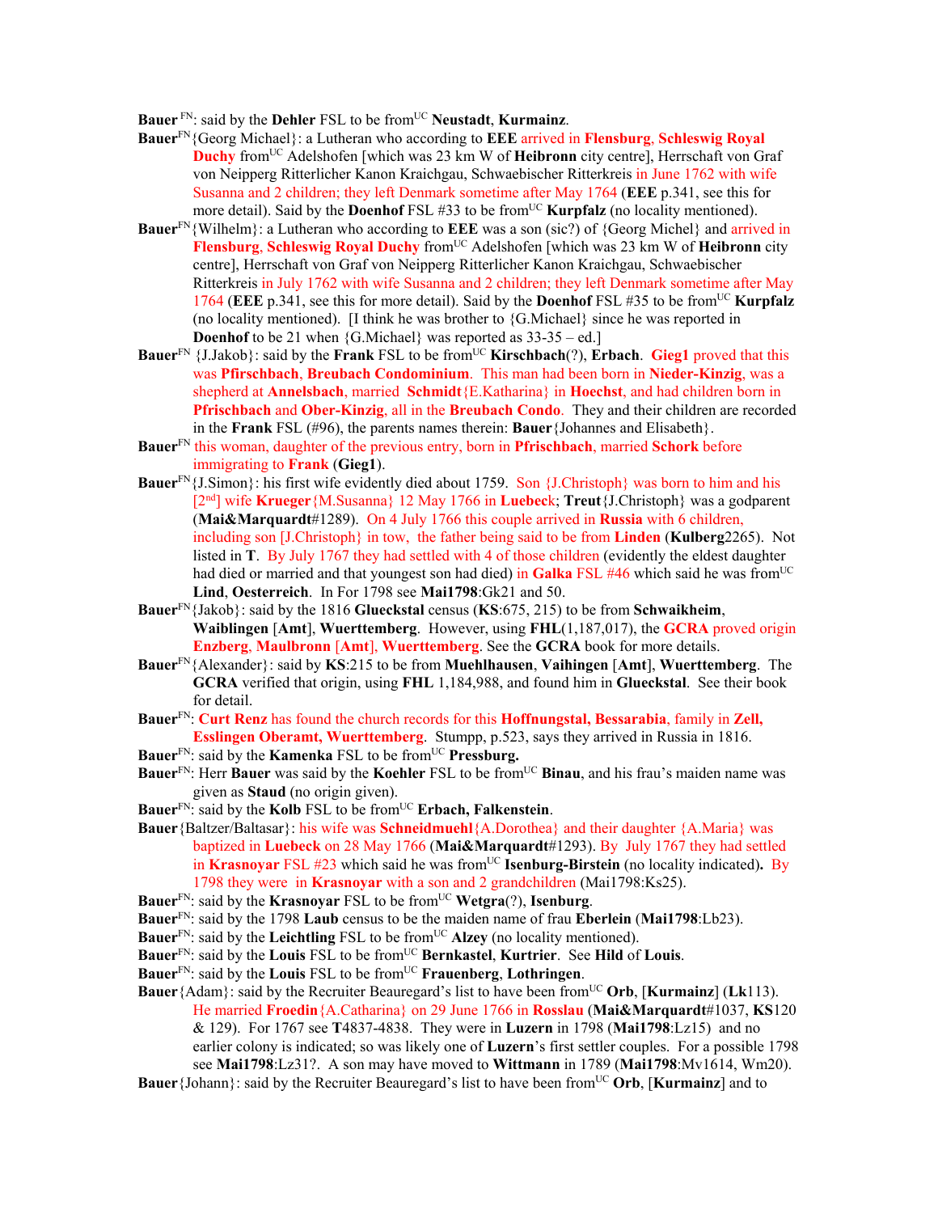**Bauer** [FN]: said by the **Dehler** FSL to be from[UC] **Neustadt**, **Kurmainz**.

**Bauer**[FN]{Georg Michael}: a Lutheran who according to **EEE** arrived in **Flensburg**, **Schleswig Royal Duchy** from[UC] Adelshofen [which was 23 km W of **Heibronn** city centre], Herrschaft von Graf von Neipperg Ritterlicher Kanon Kraichgau, Schwaebischer Ritterkreis in June 1762 with wife Susanna and 2 children; they left Denmark sometime after May 1764 (**EEE** p.341, see this for more detail). Said by the **Doenhof** FSL #33 to be from[UC] **Kurpfalz** (no locality mentioned).

**Bauer**[FN]{Wilhelm}: a Lutheran who according to **EEE** was a son (sic?) of {Georg Michel} and arrived in **Flensburg**, **Schleswig Royal Duchy** from[UC] Adelshofen [which was 23 km W of **Heibronn** city centre], Herrschaft von Graf von Neipperg Ritterlicher Kanon Kraichgau, Schwaebischer Ritterkreis in July 1762 with wife Susanna and 2 children; they left Denmark sometime after May 1764 (**EEE** p.341, see this for more detail). Said by the **Doenhof** FSL #35 to be from[UC] **Kurpfalz** (no locality mentioned). [I think he was brother to {G.Michael} since he was reported in **Doenhof** to be 21 when {G.Michael} was reported as 33-35 – ed.]

**Bauer**[FN] {J.Jakob}: said by the **Frank** FSL to be from[UC] **Kirschbach**(?), **Erbach**. **Gieg1** proved that this was **Pfirschbach**, **Breubach Condominium**. This man had been born in **Nieder-Kinzig**, was a shepherd at **Annelsbach**, married **Schmidt**{E.Katharina} in **Hoechst**, and had children born in **Pfrischbach** and **Ober-Kinzig**, all in the **Breubach Condo**. They and their children are recorded in the **Frank** FSL (#96), the parents names therein: **Bauer**{Johannes and Elisabeth}.

**Bauer**[FN] this woman, daughter of the previous entry, born in **Pfrischbach**, married **Schork** before immigrating to **Frank** (**Gieg1**).

**Bauer**[FN]{J.Simon}: his first wife evidently died about 1759. Son {J.Christoph} was born to him and his [2[nd]] wife **Krueger**{M.Susanna} 12 May 1766 in **Luebec**k; **Treut**{J.Christoph} was a godparent (**Mai&Marquardt**#1289). On 4 July 1766 this couple arrived in **Russia** with 6 children, including son [J.Christoph} in tow, the father being said to be from **Linden** (**Kulberg**2265). Not listed in **T**. By July 1767 they had settled with 4 of those children (evidently the eldest daughter had died or married and that youngest son had died) in **Galka** FSL #46 which said he was from[UC] **Lind**, **Oesterreich**. In For 1798 see **Mai1798**:Gk21 and 50.

**Bauer**[FN]{Jakob}: said by the 1816 **Glueckstal** census (**KS**:675, 215) to be from **Schwaikheim**, **Waiblingen** [**Amt**], **Wuerttemberg**. However, using **FHL**(1,187,017), the **GCRA** proved origin **Enzberg**, **Maulbronn** [**Amt**], **Wuerttemberg**. See the **GCRA** book for more details.

**Bauer**[FN]{Alexander}: said by **KS**:215 to be from **Muehlhausen**, **Vaihingen** [**Amt**], **Wuerttemberg**. The **GCRA** verified that origin, using **FHL** 1,184,988, and found him in **Glueckstal**. See their book for detail.

**Bauer**[FN]: **Curt Renz** has found the church records for this **Hoffnungstal, Bessarabia**, family in **Zell, Esslingen Oberamt, Wuerttemberg**. Stumpp, p.523, says they arrived in Russia in 1816.

**Bauer**[FN]: said by the **Kamenka** FSL to be from[UC] **Pressburg.**

**Bauer**[FN]: Herr **Bauer** was said by the **Koehler** FSL to be from[UC] **Binau**, and his frau's maiden name was given as **Staud** (no origin given).

**Bauer**[FN]: said by the **Kolb** FSL to be from[UC] **Erbach, Falkenstein**.

**Bauer**{Baltzer/Baltasar}: his wife was **Schneidmuehl**{A.Dorothea} and their daughter {A.Maria} was baptized in **Luebeck** on 28 May 1766 (**Mai&Marquardt**#1293). By July 1767 they had settled in **Krasnoyar** FSL #23 which said he was from[UC] **Isenburg-Birstein** (no locality indicated)**.** By 1798 they were in **Krasnoyar** with a son and 2 grandchildren (Mai1798:Ks25).

**Bauer**[FN]: said by the **Krasnoyar** FSL to be from[UC] **Wetgra**(?), **Isenburg**.

**Bauer**[FN]: said by the 1798 **Laub** census to be the maiden name of frau **Eberlein** (**Mai1798**:Lb23).

**Bauer**[FN]: said by the **Leichtling** FSL to be from[UC] **Alzey** (no locality mentioned).

**Bauer**[FN]: said by the **Louis** FSL to be from[UC] **Bernkastel**, **Kurtrier**. See **Hild** of **Louis**.

**Bauer**[FN]: said by the **Louis** FSL to be from[UC] **Frauenberg**, **Lothringen**.

**Bauer**{Adam}: said by the Recruiter Beauregard's list to have been from[UC] **Orb**, [**Kurmainz**] (**Lk**113). He married **Froedin**{A.Catharina} on 29 June 1766 in **Rosslau** (**Mai&Marquardt**#1037, **KS**120 & 129). For 1767 see **T**4837-4838. They were in **Luzern** in 1798 (**Mai1798**:Lz15) and no earlier colony is indicated; so was likely one of **Luzern**'s first settler couples. For a possible 1798 see **Mai1798**:Lz31?. A son may have moved to **Wittmann** in 1789 (**Mai1798**:Mv1614, Wm20).

**Bauer**{Johann}: said by the Recruiter Beauregard's list to have been from[UC] **Orb**, [**Kurmainz**] and to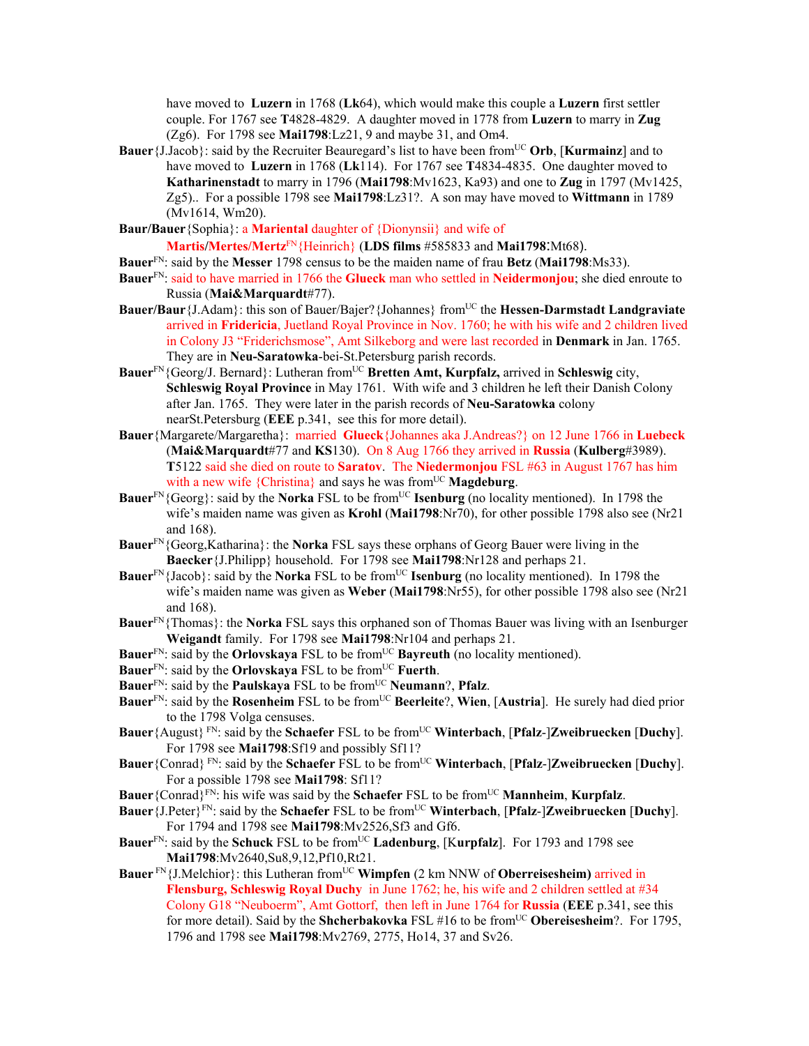have moved to **Luzern** in 1768 (**Lk**64), which would make this couple a **Luzern** first settler couple. For 1767 see **T**4828-4829. A daughter moved in 1778 from **Luzern** to marry in **Zug** (Zg6). For 1798 see **Mai1798**:Lz21, 9 and maybe 31, and Om4.

**Bauer**{J.Jacob}: said by the Recruiter Beauregard's list to have been from[UC] **Orb**, [**Kurmainz**] and to have moved to **Luzern** in 1768 (**Lk**114). For 1767 see **T**4834-4835. One daughter moved to **Katharinenstadt** to marry in 1796 (**Mai1798**:Mv1623, Ka93) and one to **Zug** in 1797 (Mv1425, Zg5).. For a possible 1798 see **Mai1798**:Lz31?. A son may have moved to **Wittmann** in 1789 (Mv1614, Wm20).

**Baur/Bauer**{Sophia}: a **Mariental** daughter of {Dionynsii} and wife of **Martis/Mertes/Mertz**[FN]{Heinrich} (**LDS films** #585833 and **Mai1798**:Mt68).

**Bauer**[FN]: said by the **Messer** 1798 census to be the maiden name of frau **Betz** (**Mai1798**:Ms33).

**Bauer**[FN]: said to have married in 1766 the **Glueck** man who settled in **Neidermonjou**; she died enroute to Russia (**Mai&Marquardt**#77).

**Bauer/Baur**{J.Adam}: this son of Bauer/Bajer?{Johannes} from[UC] the **Hessen-Darmstadt Landgraviate** arrived in **Fridericia**, Juetland Royal Province in Nov. 1760; he with his wife and 2 children lived in Colony J3 "Friderichsmose", Amt Silkeborg and were last recorded in **Denmark** in Jan. 1765. They are in **Neu-Saratowka**-bei-St.Petersburg parish records.

**Bauer**[FN]{Georg/J. Bernard}: Lutheran from[UC] **Bretten Amt, Kurpfalz,** arrived in **Schleswig** city, **Schleswig Royal Province** in May 1761. With wife and 3 children he left their Danish Colony after Jan. 1765. They were later in the parish records of **Neu-Saratowka** colony nearSt.Petersburg (**EEE** p.341, see this for more detail).

**Bauer**{Margarete/Margaretha}: married **Glueck**{Johannes aka J.Andreas?} on 12 June 1766 in **Luebeck** (**Mai&Marquardt**#77 and **KS**130). On 8 Aug 1766 they arrived in **Russia** (**Kulberg**#3989). **T**5122 said she died on route to **Saratov**. The **Niedermonjou** FSL #63 in August 1767 has him with a new wife {Christina} and says he was from[UC] **Magdeburg**.

**Bauer**[FN]{Georg}: said by the **Norka** FSL to be from[UC] **Isenburg** (no locality mentioned). In 1798 the wife's maiden name was given as **Krohl** (**Mai1798**:Nr70), for other possible 1798 also see (Nr21 and 168).

**Bauer**[FN]{Georg,Katharina}: the **Norka** FSL says these orphans of Georg Bauer were living in the **Baecker**{J.Philipp} household. For 1798 see **Mai1798**:Nr128 and perhaps 21.

**Bauer**[FN]{Jacob}: said by the **Norka** FSL to be from[UC] **Isenburg** (no locality mentioned). In 1798 the wife's maiden name was given as **Weber** (**Mai1798**:Nr55), for other possible 1798 also see (Nr21 and 168).

**Bauer**[FN]{Thomas}: the **Norka** FSL says this orphaned son of Thomas Bauer was living with an Isenburger **Weigandt** family. For 1798 see **Mai1798**:Nr104 and perhaps 21.

**Bauer**[FN]: said by the **Orlovskaya** FSL to be from[UC] **Bayreuth** (no locality mentioned).

**Bauer**[FN]: said by the **Orlovskaya** FSL to be from[UC] **Fuerth**.

**Bauer**[FN]: said by the **Paulskaya** FSL to be from[UC] **Neumann**?, **Pfalz**.

**Bauer**[FN]: said by the **Rosenheim** FSL to be from[UC] **Beerleite**?, **Wien**, [**Austria**]. He surely had died prior to the 1798 Volga censuses.

**Bauer**{August} [FN]: said by the **Schaefer** FSL to be from[UC] **Winterbach**, [**Pfalz**-]**Zweibruecken** [**Duchy**]. For 1798 see **Mai1798**:Sf19 and possibly Sf11?

**Bauer**{Conrad} [FN]: said by the **Schaefer** FSL to be from[UC] **Winterbach**, [**Pfalz**-]**Zweibruecken** [**Duchy**]. For a possible 1798 see **Mai1798**: Sf11?

**Bauer**{Conrad}[FN]: his wife was said by the **Schaefer** FSL to be from[UC] **Mannheim**, **Kurpfalz**.

**Bauer**{J.Peter}[FN]: said by the **Schaefer** FSL to be from[UC] **Winterbach**, [**Pfalz**-]**Zweibruecken** [**Duchy**]. For 1794 and 1798 see **Mai1798**:Mv2526,Sf3 and Gf6.

**Bauer**[FN]: said by the **Schuck** FSL to be from[UC] **Ladenburg**, [K**urpfalz**]. For 1793 and 1798 see **Mai1798**:Mv2640,Su8,9,12,Pf10,Rt21.

**Bauer** [FN]{J.Melchior}: this Lutheran from[UC] **Wimpfen** (2 km NNW of **Oberreisesheim)** arrived in **Flensburg, Schleswig Royal Duchy** in June 1762; he, his wife and 2 children settled at #34 Colony G18 "Neuboerm", Amt Gottorf, then left in June 1764 for **Russia** (**EEE** p.341, see this for more detail). Said by the **Shcherbakovka** FSL #16 to be from[UC] **Obereisesheim**?. For 1795, 1796 and 1798 see **Mai1798**:Mv2769, 2775, Ho14, 37 and Sv26.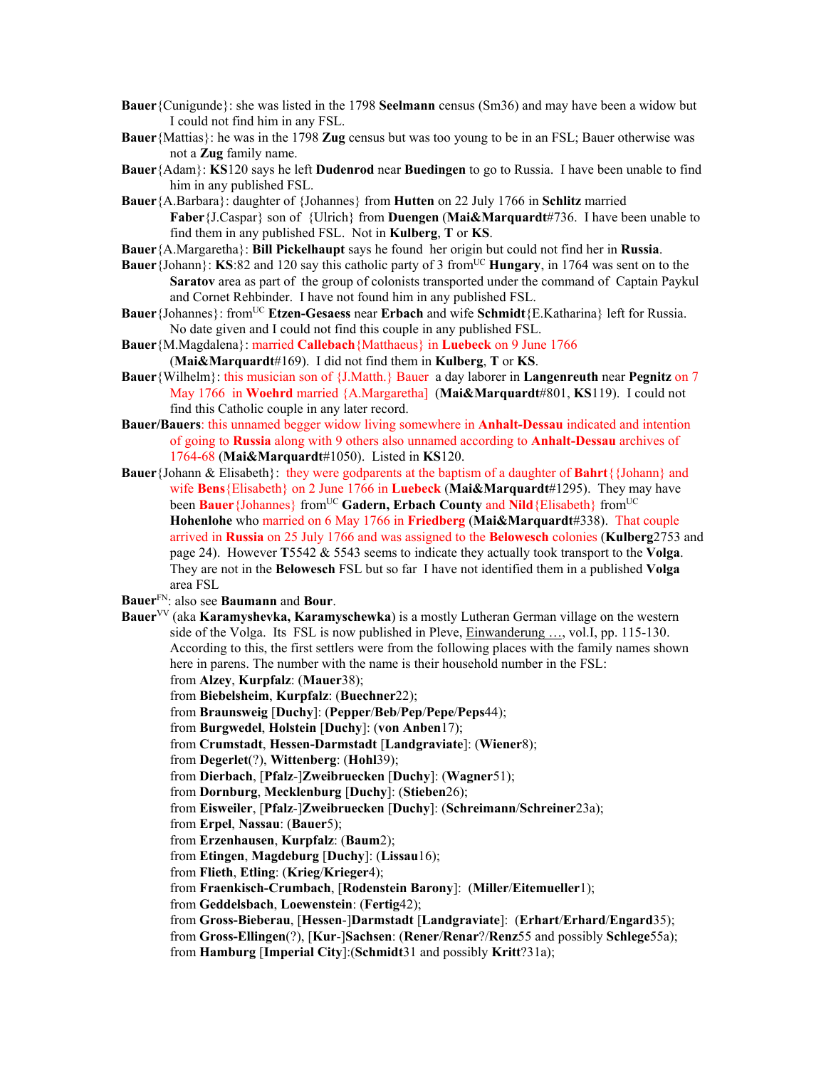**Bauer**{Cunigunde}: she was listed in the 1798 **Seelmann** census (Sm36) and may have been a widow but I could not find him in any FSL.

**Bauer**{Mattias}: he was in the 1798 **Zug** census but was too young to be in an FSL; Bauer otherwise was not a **Zug** family name.

**Bauer**{Adam}: **KS**120 says he left **Dudenrod** near **Buedingen** to go to Russia. I have been unable to find him in any published FSL.

**Bauer**{A.Barbara}: daughter of {Johannes} from **Hutten** on 22 July 1766 in **Schlitz** married **Faber**{J.Caspar} son of {Ulrich} from **Duengen** (**Mai&Marquardt**#736. I have been unable to find them in any published FSL. Not in **Kulberg**, **T** or **KS**.

**Bauer**{A.Margaretha}: **Bill Pickelhaupt** says he found her origin but could not find her in **Russia**.

**Bauer**{Johann}: **KS**:82 and 120 say this catholic party of 3 from[UC] **Hungary**, in 1764 was sent on to the **Saratov** area as part of the group of colonists transported under the command of Captain Paykul and Cornet Rehbinder. I have not found him in any published FSL.

**Bauer**{Johannes}: from[UC] **Etzen-Gesaess** near **Erbach** and wife **Schmidt**{E.Katharina} left for Russia. No date given and I could not find this couple in any published FSL.

**Bauer**{M.Magdalena}: married **Callebach**{Matthaeus} in **Luebeck** on 9 June 1766 (**Mai&Marquardt**#169). I did not find them in **Kulberg**, **T** or **KS**.

**Bauer**{Wilhelm}: this musician son of {J.Matth.} Bauer a day laborer in **Langenreuth** near **Pegnitz** on 7 May 1766 in **Woehrd** married {A.Margaretha] (**Mai&Marquardt**#801, **KS**119). I could not find this Catholic couple in any later record.

**Bauer/Bauers**: this unnamed begger widow living somewhere in **Anhalt-Dessau** indicated and intention of going to **Russia** along with 9 others also unnamed according to **Anhalt-Dessau** archives of 1764-68 (**Mai&Marquardt**#1050). Listed in **KS**120.

**Bauer**{Johann & Elisabeth}: they were godparents at the baptism of a daughter of **Bahrt**{{Johann} and wife **Bens**{Elisabeth} on 2 June 1766 in **Luebeck** (**Mai&Marquardt**#1295). They may have been **Bauer**{Johannes} from[UC] **Gadern, Erbach County** and **Nild**{Elisabeth} from[UC] **Hohenlohe** who married on 6 May 1766 in **Friedberg** (**Mai&Marquardt**#338). That couple arrived in **Russia** on 25 July 1766 and was assigned to the **Belowesch** colonies (**Kulberg**2753 and page 24). However **T**5542 & 5543 seems to indicate they actually took transport to the **Volga**. They are not in the **Belowesch** FSL but so far I have not identified them in a published **Volga** area FSL

**Bauer**[FN]: also see **Baumann** and **Bour**.

**Bauer**[VV] (aka **Karamyshevka, Karamyschewka**) is a mostly Lutheran German village on the western side of the Volga. Its FSL is now published in Pleve, Einwanderung …, vol.I, pp. 115-130. According to this, the first settlers were from the following places with the family names shown here in parens. The number with the name is their household number in the FSL:

from **Alzey**, **Kurpfalz**: (**Mauer**38);
from **Biebelsheim**, **Kurpfalz**: (**Buechner**22);
from **Braunsweig** [**Duchy**]: (**Pepper**/**Beb**/**Pep**/**Pepe**/**Peps**44);
from **Burgwedel**, **Holstein** [**Duchy**]: (**von Anben**17);
from **Crumstadt**, **Hessen-Darmstadt** [**Landgraviate**]: (**Wiener**8);
from **Degerlet**(?), **Wittenberg**: (**Hohl**39);
from **Dierbach**, [**Pfalz**-]**Zweibruecken** [**Duchy**]: (**Wagner**51);
from **Dornburg**, **Mecklenburg** [**Duchy**]: (**Stieben**26);
from **Eisweiler**, [**Pfalz**-]**Zweibruecken** [**Duchy**]: (**Schreimann**/**Schreiner**23a);
from **Erpel**, **Nassau**: (**Bauer**5);
from **Erzenhausen**, **Kurpfalz**: (**Baum**2);
from **Etingen**, **Magdeburg** [**Duchy**]: (**Lissau**16);
from **Flieth**, **Etling**: (**Krieg**/**Krieger**4);
from **Fraenkisch-Crumbach**, [**Rodenstein Barony**]: (**Miller**/**Eitemueller**1);
from **Geddelsbach**, **Loewenstein**: (**Fertig**42);
from **Gross-Bieberau**, [**Hessen**-]**Darmstadt** [**Landgraviate**]: (**Erhart**/**Erhard**/**Engard**35);
from **Gross-Ellingen**(?), [**Kur**-]**Sachsen**: (**Rener**/**Renar**?/**Renz**55 and possibly **Schlege**55a);
from **Hamburg** [**Imperial City**]:(**Schmidt**31 and possibly **Kritt**?31a);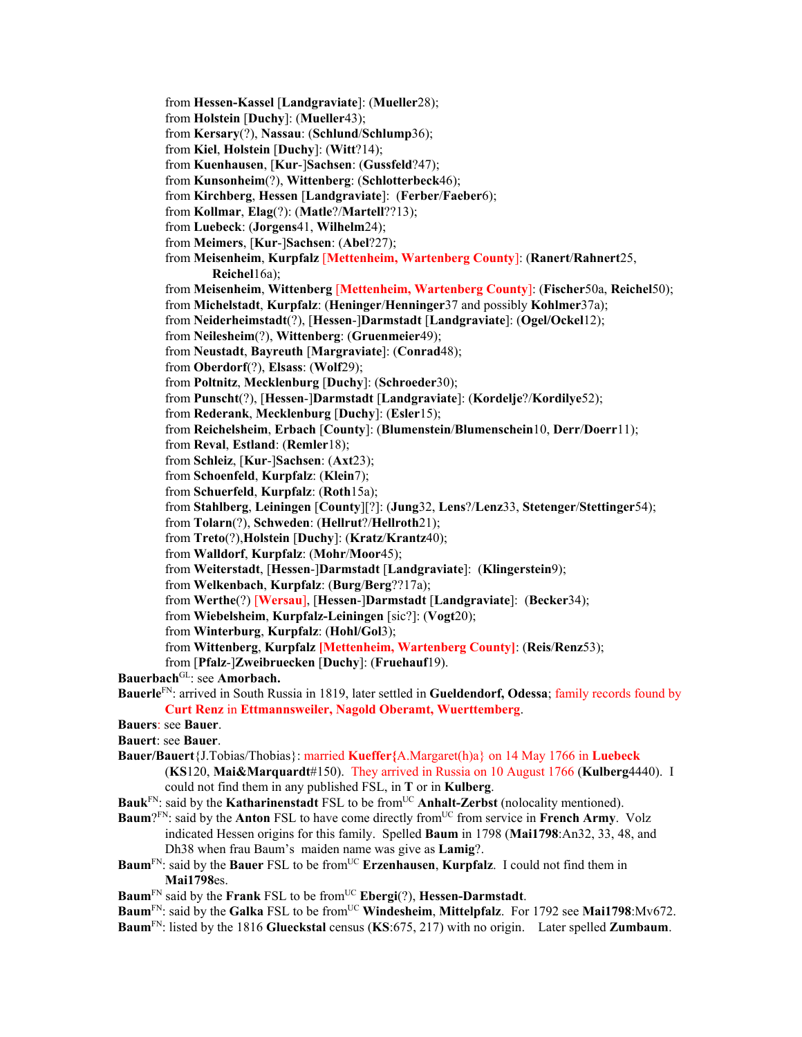from **Hessen-Kassel** [**Landgraviate**]: (**Mueller**28);
from **Holstein** [**Duchy**]: (**Mueller**43);
from **Kersary**(?), **Nassau**: (**Schlund**/**Schlump**36);
from **Kiel**, **Holstein** [**Duchy**]: (**Witt**?14);
from **Kuenhausen**, [**Kur**-]**Sachsen**: (**Gussfeld**?47);
from **Kunsonheim**(?), **Wittenberg**: (**Schlotterbeck**46);
from **Kirchberg**, **Hessen** [**Landgraviate**]: (**Ferber**/**Faeber**6);
from **Kollmar**, **Elag**(?): (**Matle**?/**Martell**??13);
from **Luebeck**: (**Jorgens**41, **Wilhelm**24);
from **Meimers**, [**Kur**-]**Sachsen**: (**Abel**?27);
from **Meisenheim**, **Kurpfalz** [**Mettenheim, Wartenberg County**]: (**Ranert**/**Rahnert**25, **Reichel**16a);
from **Meisenheim**, **Wittenberg** [**Mettenheim, Wartenberg County**]: (**Fischer**50a, **Reichel**50);
from **Michelstadt**, **Kurpfalz**: (**Heninger**/**Henninger**37 and possibly **Kohlmer**37a);
from **Neiderheimstadt**(?), [**Hessen**-]**Darmstadt** [**Landgraviate**]: (**Ogel/Ockel**12);
from **Neilesheim**(?), **Wittenberg**: (**Gruenmeier**49);
from **Neustadt**, **Bayreuth** [**Margraviate**]: (**Conrad**48);
from **Oberdorf**(?), **Elsass**: (**Wolf**29);
from **Poltnitz**, **Mecklenburg** [**Duchy**]: (**Schroeder**30);
from **Punscht**(?), [**Hessen**-]**Darmstadt** [**Landgraviate**]: (**Kordelje**?/**Kordilye**52);
from **Rederank**, **Mecklenburg** [**Duchy**]: (**Esler**15);
from **Reichelsheim**, **Erbach** [**County**]: (**Blumenstein**/**Blumenschein**10, **Derr**/**Doerr**11);
from **Reval**, **Estland**: (**Remler**18);
from **Schleiz**, [**Kur**-]**Sachsen**: (**Axt**23);
from **Schoenfeld**, **Kurpfalz**: (**Klein**7);
from **Schuerfeld**, **Kurpfalz**: (**Roth**15a);
from **Stahlberg**, **Leiningen** [**County**][?]: (**Jung**32, **Lens**?/**Lenz**33, **Stetenger**/**Stettinger**54);
from **Tolarn**(?), **Schweden**: (**Hellrut**?/**Hellroth**21);
from **Treto**(?),**Holstein** [**Duchy**]: (**Kratz**/**Krantz**40);
from **Walldorf**, **Kurpfalz**: (**Mohr**/**Moor**45);
from **Weiterstadt**, [**Hessen**-]**Darmstadt** [**Landgraviate**]: (**Klingerstein**9);
from **Welkenbach**, **Kurpfalz**: (**Burg**/**Berg**??17a);
from **Werthe**(?) [**Wersau**], [**Hessen**-]**Darmstadt** [**Landgraviate**]: (**Becker**34);
from **Wiebelsheim**, **Kurpfalz-Leiningen** [sic?]: (**Vogt**20);
from **Winterburg**, **Kurpfalz**: (**Hohl/Gol**3);
from **Wittenberg**, **Kurpfalz** [**Mettenheim, Wartenberg County**]: (**Reis**/**Renz**53);
from [**Pfalz**-]**Zweibruecken** [**Duchy**]: (**Fruehauf**19).

**Bauerbach**[GL]: see **Amorbach.**

**Bauerle**[FN]: arrived in South Russia in 1819, later settled in **Glueldendorf, Odessa**; family records found by **Curt Renz** in **Ettmannsweiler, Nagold Oberamt, Wuerttemberg**.

**Bauers**: see **Bauer**.

**Bauert**: see **Bauer**.

**Bauer/Bauert**{J.Tobias/Thobias}: married **Kueffer{**A.Margaret(h)a} on 14 May 1766 in **Luebeck** (**KS**120, **Mai&Marquardt**#150). They arrived in Russia on 10 August 1766 (**Kulberg**4440). I could not find them in any published FSL, in **T** or in **Kulberg**.

**Bauk**[FN]: said by the **Katharinenstadt** FSL to be from[UC] **Anhalt-Zerbst** (nolocality mentioned).

**Baum**?[FN]: said by the **Anton** FSL to have come directly from[UC] from service in **French Army**. Volz indicated Hessen origins for this family. Spelled **Baum** in 1798 (**Mai1798**:An32, 33, 48, and Dh38 when frau Baum's maiden name was give as **Lamig**?.

**Baum**[FN]: said by the **Bauer** FSL to be from[UC] **Erzenhausen**, **Kurpfalz**. I could not find them in **Mai1798**es.

**Baum**[FN] said by the **Frank** FSL to be from[UC] **Ebergi**(?), **Hessen-Darmstadt**.

**Baum**[FN]: said by the **Galka** FSL to be from[UC] **Windesheim**, **Mittelpfalz**. For 1792 see **Mai1798**:Mv672.

**Baum**[FN]: listed by the 1816 **Glueckstal** census (**KS**:675, 217) with no origin. Later spelled **Zumbaum**.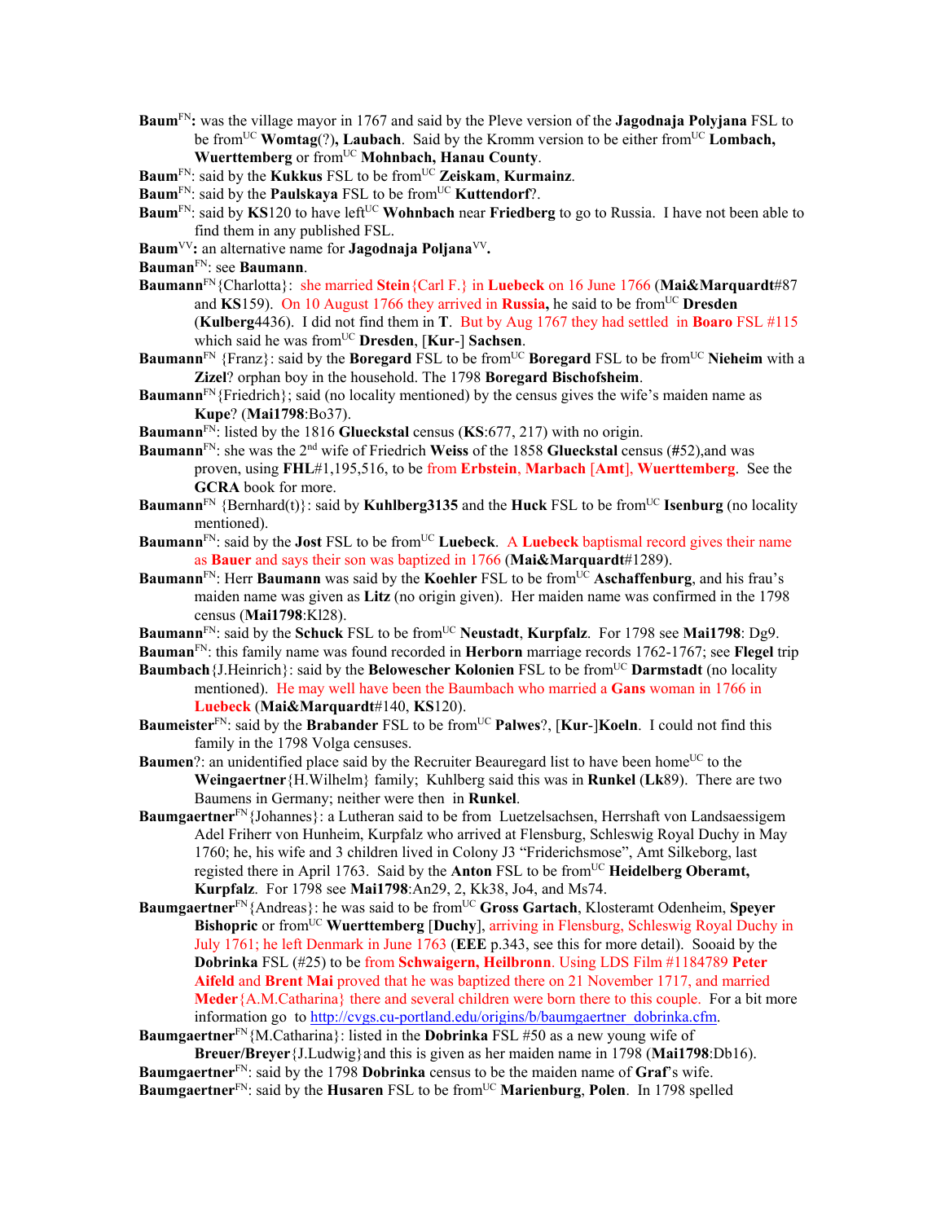**Baum**FN**:** was the village mayor in 1767 and said by the Pleve version of the **Jagodnaja Polyjana** FSL to be fromUC **Womtag**(?)**, Laubach**. Said by the Kromm version to be either fromUC **Lombach, Wuerttemberg** or fromUC **Mohnbach, Hanau County**.

**Baum**FN: said by the **Kukkus** FSL to be fromUC **Zeiskam**, **Kurmainz**.

**Baum**FN: said by the **Paulskaya** FSL to be fromUC **Kuttendorf**?.

**Baum**FN: said by **KS**120 to have leftUC **Wohnbach** near **Friedberg** to go to Russia. I have not been able to find them in any published FSL.

**Baum**VV**:** an alternative name for **Jagodnaja Poljana**VV**.**

**Bauman**FN: see **Baumann**.

**Baumann**FN{Charlotta}: she married **Stein**{Carl F.} in **Luebeck** on 16 June 1766 (**Mai&Marquardt**#87 and **KS**159). On 10 August 1766 they arrived in **Russia,** he said to be fromUC **Dresden** (**Kulberg**4436). I did not find them in **T**. But by Aug 1767 they had settled in **Boaro** FSL #115 which said he was fromUC **Dresden**, [**Kur**-] **Sachsen**.

**Baumann**FN {Franz}: said by the **Boregard** FSL to be fromUC **Boregard** FSL to be fromUC **Nieheim** with a **Zizel**? orphan boy in the household. The 1798 **Boregard Bischofsheim**.

**Baumann**FN{Friedrich}; said (no locality mentioned) by the census gives the wife's maiden name as **Kupe**? (**Mai1798**:Bo37).

**Baumann**FN: listed by the 1816 **Glueckstal** census (**KS**:677, 217) with no origin.

**Baumann**FN: she was the 2nd wife of Friedrich **Weiss** of the 1858 **Glueckstal** census (#52),and was proven, using **FHL**#1,195,516, to be from **Erbstein**, **Marbach** [**Amt**], **Wuerttemberg**. See the **GCRA** book for more.

**Baumann**FN {Bernhard(t)}: said by **Kuhlberg3135** and the **Huck** FSL to be fromUC **Isenburg** (no locality mentioned).

**Baumann**FN: said by the **Jost** FSL to be fromUC **Luebeck**. A **Luebeck** baptismal record gives their name as **Bauer** and says their son was baptized in 1766 (**Mai&Marquardt**#1289).

**Baumann**FN: Herr **Baumann** was said by the **Koehler** FSL to be fromUC **Aschaffenburg**, and his frau's maiden name was given as **Litz** (no origin given). Her maiden name was confirmed in the 1798 census (**Mai1798**:Kl28).

**Baumann**FN: said by the **Schuck** FSL to be fromUC **Neustadt**, **Kurpfalz**. For 1798 see **Mai1798**: Dg9.

**Bauman**FN: this family name was found recorded in **Herborn** marriage records 1762-1767; see **Flegel** trip

**Baumbach**{J.Heinrich}: said by the **Belowescher Kolonien** FSL to be fromUC **Darmstadt** (no locality mentioned). He may well have been the Baumbach who married a **Gans** woman in 1766 in **Luebeck** (**Mai&Marquardt**#140, **KS**120).

**Baumeister**FN: said by the **Brabander** FSL to be fromUC **Palwes**?, [**Kur**-]**Koeln**. I could not find this family in the 1798 Volga censuses.

**Baumen**?: an unidentified place said by the Recruiter Beauregard list to have been homeUC to the **Weingaertner**{H.Wilhelm} family; Kuhlberg said this was in **Runkel** (**Lk**89). There are two Baumens in Germany; neither were then in **Runkel**.

**Baumgaertner**FN{Johannes}: a Lutheran said to be from Luetzelsachsen, Herrshaft von Landsaessigem Adel Friherr von Hunheim, Kurpfalz who arrived at Flensburg, Schleswig Royal Duchy in May 1760; he, his wife and 3 children lived in Colony J3 "Friderichsmose", Amt Silkeborg, last registed there in April 1763. Said by the **Anton** FSL to be fromUC **Heidelberg Oberamt, Kurpfalz**. For 1798 see **Mai1798**:An29, 2, Kk38, Jo4, and Ms74.

**Baumgaertner**FN{Andreas}: he was said to be fromUC **Gross Gartach**, Klosteramt Odenheim, **Speyer Bishopric** or fromUC **Wuerttemberg** [**Duchy**], arriving in Flensburg, Schleswig Royal Duchy in July 1761; he left Denmark in June 1763 (**EEE** p.343, see this for more detail). Sooaid by the **Dobrinka** FSL (#25) to be from **Schwaigern, Heilbronn**. Using LDS Film #1184789 **Peter Aifeld** and **Brent Mai** proved that he was baptized there on 21 November 1717, and married **Meder**{A.M.Catharina} there and several children were born there to this couple. For a bit more information go to http://cvgs.cu-portland.edu/origins/b/baumgaertner_dobrinka.cfm.

**Baumgaertner**FN{M.Catharina}: listed in the **Dobrinka** FSL #50 as a new young wife of **Breuer/Breyer**{J.Ludwig}and this is given as her maiden name in 1798 (**Mai1798**:Db16).

**Baumgaertner**FN: said by the 1798 **Dobrinka** census to be the maiden name of **Graf**'s wife.

**Baumgaertner**FN: said by the **Husaren** FSL to be fromUC **Marienburg**, **Polen**. In 1798 spelled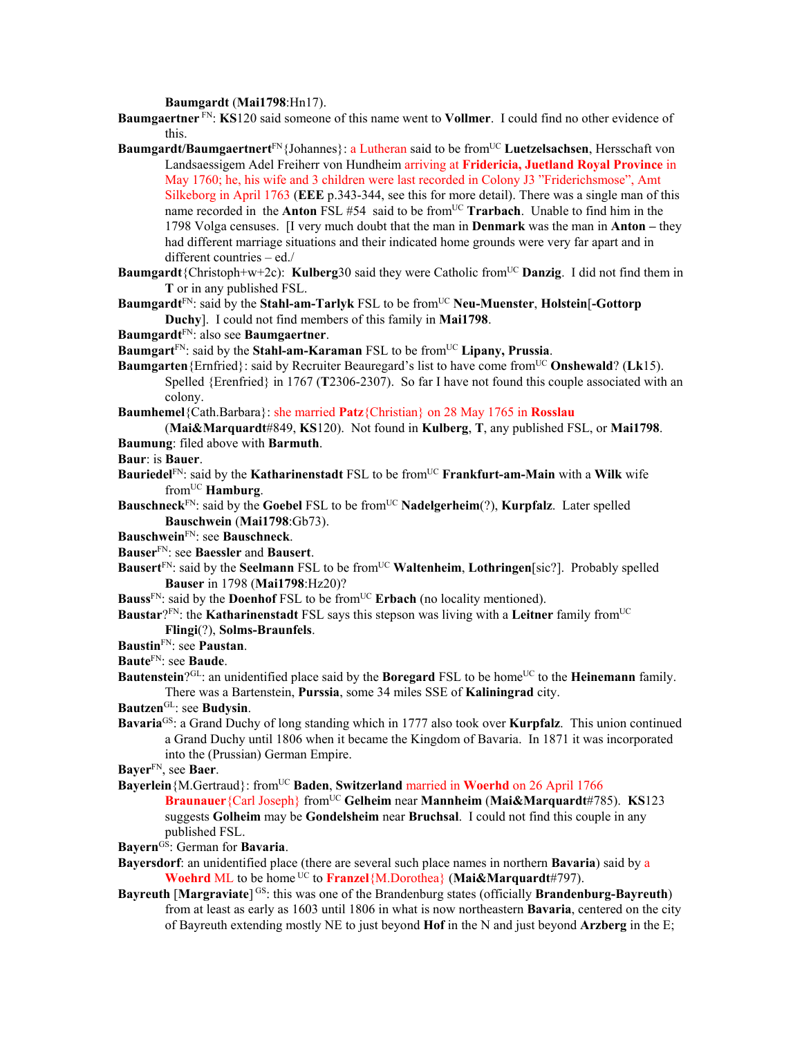**Baumgardt** (**Mai1798**:Hn17).

**Baumgaertner** [FN]: **KS**120 said someone of this name went to **Vollmer**. I could find no other evidence of this.

**Baumgardt/Baumgaertnert**[FN]{Johannes}: a Lutheran said to be from[UC] **Luetzelsachsen**, Hersschaft von Landsaessigem Adel Freiherr von Hundheim arriving at **Fridericia, Juetland Royal Province** in May 1760; he, his wife and 3 children were last recorded in Colony J3 "Friderichsmose", Amt Silkeborg in April 1763 (**EEE** p.343-344, see this for more detail). There was a single man of this name recorded in the **Anton** FSL #54 said to be from[UC] **Trarbach**. Unable to find him in the 1798 Volga censuses. [I very much doubt that the man in **Denmark** was the man in **Anton –** they had different marriage situations and their indicated home grounds were very far apart and in different countries – ed./

**Baumgardt**{Christoph+w+2c}: **Kulberg**30 said they were Catholic from[UC] **Danzig**. I did not find them in **T** or in any published FSL.

**Baumgardt**[FN]: said by the **Stahl-am-Tarlyk** FSL to be from[UC] **Neu-Muenster**, **Holstein**[**-Gottorp Duchy**]. I could not find members of this family in **Mai1798**.

**Baumgardt**[FN]: also see **Baumgaertner**.

**Baumgart**[FN]: said by the **Stahl-am-Karaman** FSL to be from[UC] **Lipany, Prussia**.

**Baumgarten**{Ernfried}: said by Recruiter Beauregard's list to have come from[UC] **Onshewald**? (**Lk**15). Spelled {Erenfried} in 1767 (**T**2306-2307). So far I have not found this couple associated with an colony.

**Baumhemel**{Cath.Barbara}: she married **Patz**{Christian} on 28 May 1765 in **Rosslau** (**Mai&Marquardt**#849, **KS**120). Not found in **Kulberg**, **T**, any published FSL, or **Mai1798**.

**Baumung**: filed above with **Barmuth**.

**Baur**: is **Bauer**.

**Bauriedel**[FN]: said by the **Katharinenstadt** FSL to be from[UC] **Frankfurt-am-Main** with a **Wilk** wife from[UC] **Hamburg**.

**Bauschneck**[FN]: said by the **Goebel** FSL to be from[UC] **Nadelgerheim**(?), **Kurpfalz**. Later spelled **Bauschwein** (**Mai1798**:Gb73).

**Bauschwein**[FN]: see **Bauschneck**.

**Bauser**[FN]: see **Baessler** and **Bausert**.

**Bausert**[FN]: said by the **Seelmann** FSL to be from[UC] **Waltenheim**, **Lothringen**[sic?]. Probably spelled **Bauser** in 1798 (**Mai1798**:Hz20)?

**Bauss**[FN]: said by the **Doenhof** FSL to be from[UC] **Erbach** (no locality mentioned).

**Baustar**?[FN]: the **Katharinenstadt** FSL says this stepson was living with a **Leitner** family from[UC] **Flingi**(?), **Solms-Braunfels**.

**Baustin**[FN]: see **Paustan**.

**Baute**[FN]: see **Baude**.

**Bautenstein**?[GL]: an unidentified place said by the **Boregard** FSL to be home[UC] to the **Heinemann** family. There was a Bartenstein, **Purssia**, some 34 miles SSE of **Kaliningrad** city.

**Bautzen**[GL]: see **Budysin**.

**Bavaria**[GS]: a Grand Duchy of long standing which in 1777 also took over **Kurpfalz**. This union continued a Grand Duchy until 1806 when it became the Kingdom of Bavaria. In 1871 it was incorporated into the (Prussian) German Empire.

**Bayer**[FN], see **Baer**.

**Bayerlein**{M.Gertraud}: from[UC] **Baden**, **Switzerland** married in **Woerhd** on 26 April 1766 **Braunauer**{Carl Joseph} from[UC] **Gelheim** near **Mannheim** (**Mai&Marquardt**#785). **KS**123 suggests **Golheim** may be **Gondelsheim** near **Bruchsal**. I could not find this couple in any published FSL.

**Bayern**[GS]: German for **Bavaria**.

**Bayersdorf**: an unidentified place (there are several such place names in northern **Bavaria**) said by a **Woehrd** ML to be home [UC] to **Franzel**{M.Dorothea} (**Mai&Marquardt**#797).

**Bayreuth** [**Margraviate**] [GS]: this was one of the Brandenburg states (officially **Brandenburg-Bayreuth**) from at least as early as 1603 until 1806 in what is now northeastern **Bavaria**, centered on the city of Bayreuth extending mostly NE to just beyond **Hof** in the N and just beyond **Arzberg** in the E;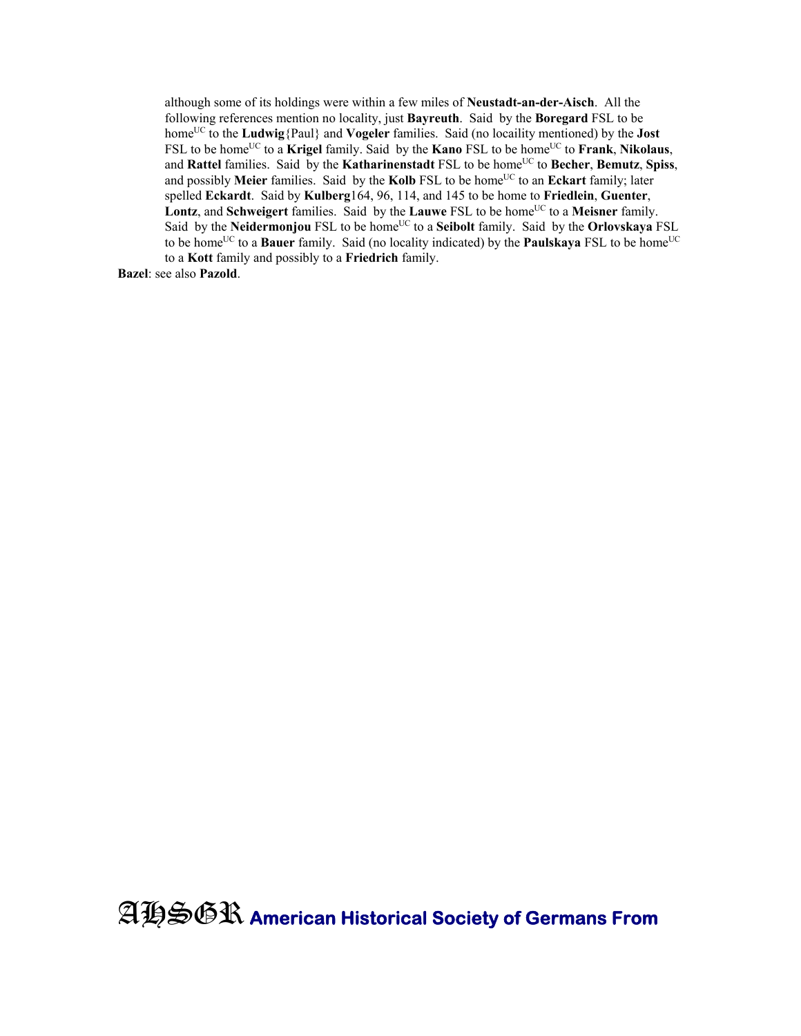although some of its holdings were within a few miles of **Neustadt-an-der-Aisch**. All the following references mention no locality, just **Bayreuth**. Said by the **Boregard** FSL to be home[UC] to the **Ludwig**{Paul} and **Vogeler** families. Said (no locaility mentioned) by the **Jost** FSL to be home[UC] to a **Krigel** family. Said by the **Kano** FSL to be home[UC] to **Frank**, **Nikolaus**, and **Rattel** families. Said by the **Katharinenstadt** FSL to be home[UC] to **Becher**, **Bemutz**, **Spiss**, and possibly **Meier** families. Said by the **Kolb** FSL to be home[UC] to an **Eckart** family; later spelled **Eckardt**. Said by **Kulberg**164, 96, 114, and 145 to be home to **Friedlein**, **Guenter**, **Lontz**, and **Schweigert** families. Said by the **Lauwe** FSL to be home[UC] to a **Meisner** family. Said by the **Neidermonjou** FSL to be home[UC] to a **Seibolt** family. Said by the **Orlovskaya** FSL to be home[UC] to a **Bauer** family. Said (no locality indicated) by the **Paulskaya** FSL to be home[UC] to a **Kott** family and possibly to a **Friedrich** family.

**Bazel**: see also **Pazold**.